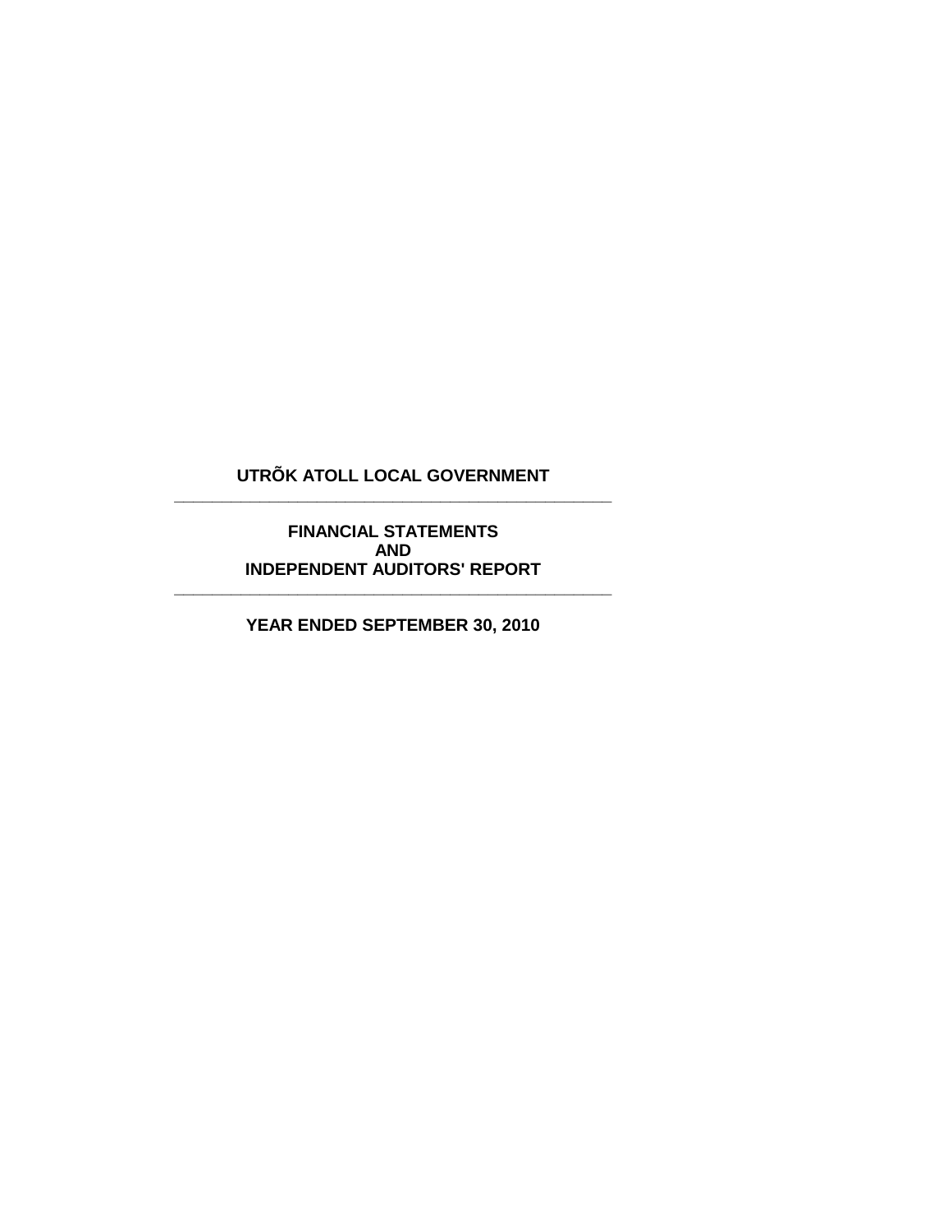# UTRÕK ATOLL LOCAL GOVERNMENT

---

## FINANCIAL STATEMENTS
## AND
## INDEPENDENT AUDITORS' REPORT

---

### YEAR ENDED SEPTEMBER 30, 2010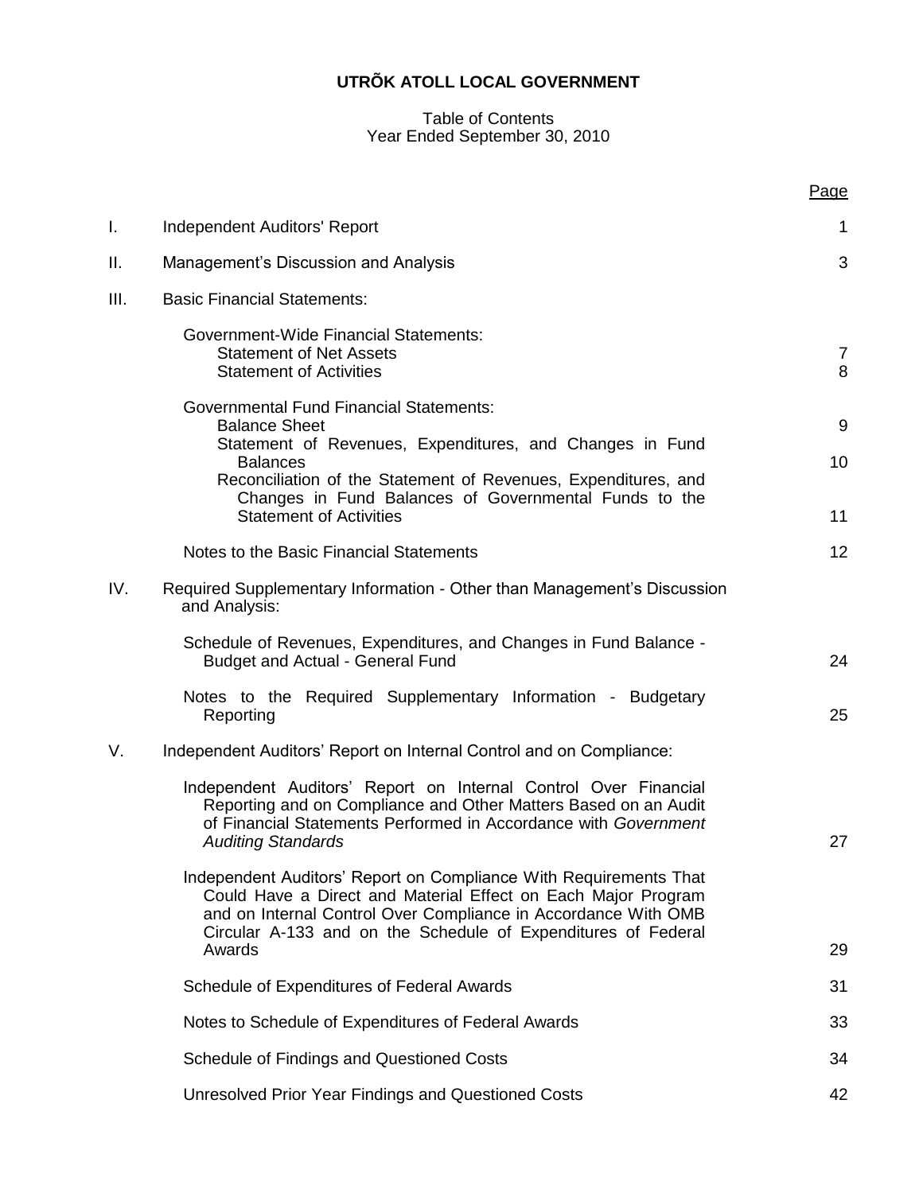# UTRÕK ATOLL LOCAL GOVERNMENT

Table of Contents
Year Ended September 30, 2010

| | | Page |
|---|---|---|
| I. | Independent Auditors' Report | 1 |
| II. | Management's Discussion and Analysis | 3 |
| III. | Basic Financial Statements: | |
| | Government-Wide Financial Statements: | |
| | Statement of Net Assets | 7 |
| | Statement of Activities | 8 |
| | Governmental Fund Financial Statements: | |
| | Balance Sheet | 9 |
| | Statement of Revenues, Expenditures, and Changes in Fund Balances | 10 |
| | Reconciliation of the Statement of Revenues, Expenditures, and Changes in Fund Balances of Governmental Funds to the Statement of Activities | 11 |
| | Notes to the Basic Financial Statements | 12 |
| IV. | Required Supplementary Information - Other than Management's Discussion and Analysis: | |
| | Schedule of Revenues, Expenditures, and Changes in Fund Balance - Budget and Actual - General Fund | 24 |
| | Notes to the Required Supplementary Information - Budgetary Reporting | 25 |
| V. | Independent Auditors' Report on Internal Control and on Compliance: | |
| | Independent Auditors' Report on Internal Control Over Financial Reporting and on Compliance and Other Matters Based on an Audit of Financial Statements Performed in Accordance with *Government Auditing Standards* | 27 |
| | Independent Auditors' Report on Compliance With Requirements That Could Have a Direct and Material Effect on Each Major Program and on Internal Control Over Compliance in Accordance With OMB Circular A-133 and on the Schedule of Expenditures of Federal Awards | 29 |
| | Schedule of Expenditures of Federal Awards | 31 |
| | Notes to Schedule of Expenditures of Federal Awards | 33 |
| | Schedule of Findings and Questioned Costs | 34 |
| | Unresolved Prior Year Findings and Questioned Costs | 42 |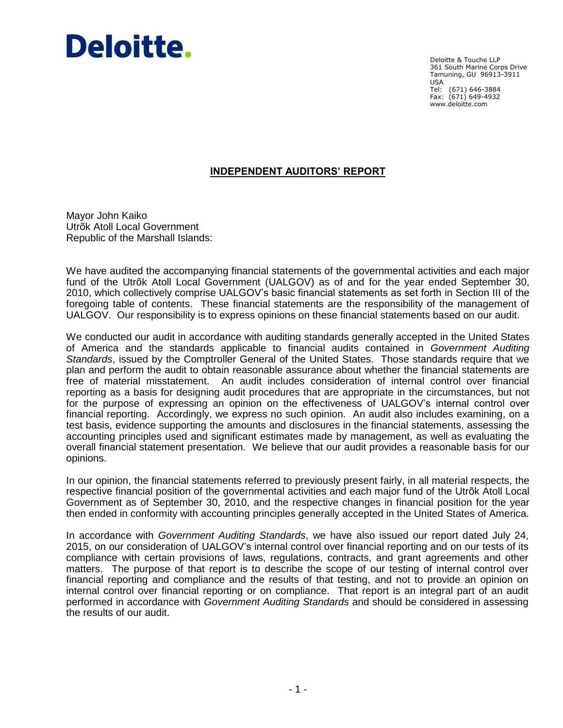# Deloitte.

Deloitte & Touche LLP
361 South Marine Corps Drive
Tamuning, GU 96913-3911
USA
Tel: (671) 646-3884
Fax: (671) 649-4932
www.deloitte.com

## INDEPENDENT AUDITORS' REPORT

Mayor John Kaiko
Utrõk Atoll Local Government
Republic of the Marshall Islands:

We have audited the accompanying financial statements of the governmental activities and each major fund of the Utrõk Atoll Local Government (UALGOV) as of and for the year ended September 30, 2010, which collectively comprise UALGOV's basic financial statements as set forth in Section III of the foregoing table of contents. These financial statements are the responsibility of the management of UALGOV. Our responsibility is to express opinions on these financial statements based on our audit.

We conducted our audit in accordance with auditing standards generally accepted in the United States of America and the standards applicable to financial audits contained in *Government Auditing Standards*, issued by the Comptroller General of the United States. Those standards require that we plan and perform the audit to obtain reasonable assurance about whether the financial statements are free of material misstatement. An audit includes consideration of internal control over financial reporting as a basis for designing audit procedures that are appropriate in the circumstances, but not for the purpose of expressing an opinion on the effectiveness of UALGOV's internal control over financial reporting. Accordingly, we express no such opinion. An audit also includes examining, on a test basis, evidence supporting the amounts and disclosures in the financial statements, assessing the accounting principles used and significant estimates made by management, as well as evaluating the overall financial statement presentation. We believe that our audit provides a reasonable basis for our opinions.

In our opinion, the financial statements referred to previously present fairly, in all material respects, the respective financial position of the governmental activities and each major fund of the Utrõk Atoll Local Government as of September 30, 2010, and the respective changes in financial position for the year then ended in conformity with accounting principles generally accepted in the United States of America.

In accordance with *Government Auditing Standards*, we have also issued our report dated July 24, 2015, on our consideration of UALGOV's internal control over financial reporting and on our tests of its compliance with certain provisions of laws, regulations, contracts, and grant agreements and other matters. The purpose of that report is to describe the scope of our testing of internal control over financial reporting and compliance and the results of that testing, and not to provide an opinion on internal control over financial reporting or on compliance. That report is an integral part of an audit performed in accordance with *Government Auditing Standards* and should be considered in assessing the results of our audit.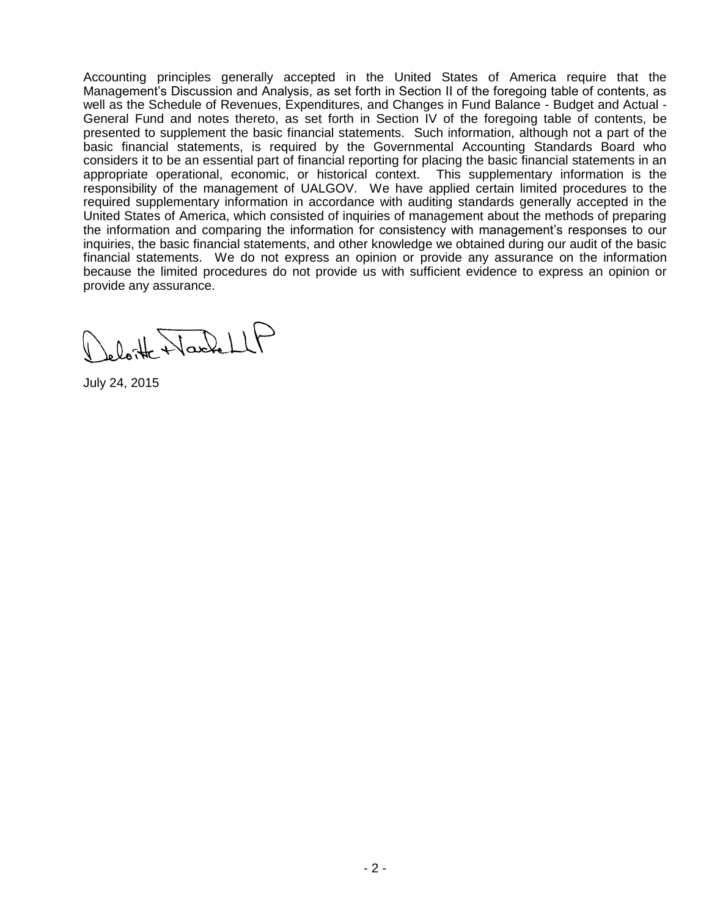Accounting principles generally accepted in the United States of America require that the Management's Discussion and Analysis, as set forth in Section II of the foregoing table of contents, as well as the Schedule of Revenues, Expenditures, and Changes in Fund Balance - Budget and Actual - General Fund and notes thereto, as set forth in Section IV of the foregoing table of contents, be presented to supplement the basic financial statements. Such information, although not a part of the basic financial statements, is required by the Governmental Accounting Standards Board who considers it to be an essential part of financial reporting for placing the basic financial statements in an appropriate operational, economic, or historical context. This supplementary information is the responsibility of the management of UALGOV. We have applied certain limited procedures to the required supplementary information in accordance with auditing standards generally accepted in the United States of America, which consisted of inquiries of management about the methods of preparing the information and comparing the information for consistency with management's responses to our inquiries, the basic financial statements, and other knowledge we obtained during our audit of the basic financial statements. We do not express an opinion or provide any assurance on the information because the limited procedures do not provide us with sufficient evidence to express an opinion or provide any assurance.

Deloitte & Touche LLP

July 24, 2015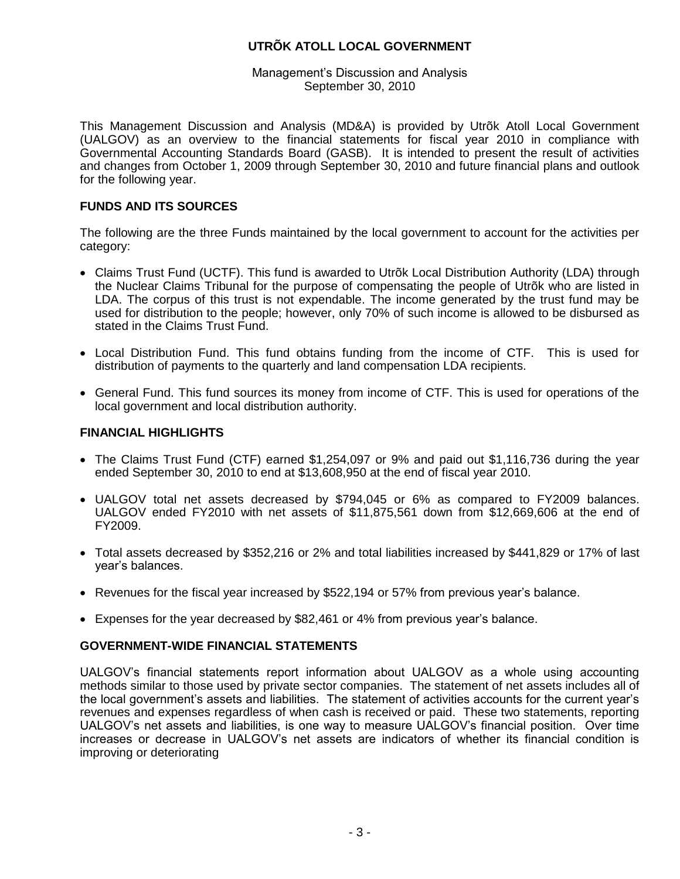# UTRÕK ATOLL LOCAL GOVERNMENT

Management's Discussion and Analysis
September 30, 2010

This Management Discussion and Analysis (MD&A) is provided by Utrõk Atoll Local Government (UALGOV) as an overview to the financial statements for fiscal year 2010 in compliance with Governmental Accounting Standards Board (GASB). It is intended to present the result of activities and changes from October 1, 2009 through September 30, 2010 and future financial plans and outlook for the following year.

## FUNDS AND ITS SOURCES

The following are the three Funds maintained by the local government to account for the activities per category:

- Claims Trust Fund (UCTF). This fund is awarded to Utrõk Local Distribution Authority (LDA) through the Nuclear Claims Tribunal for the purpose of compensating the people of Utrõk who are listed in LDA. The corpus of this trust is not expendable. The income generated by the trust fund may be used for distribution to the people; however, only 70% of such income is allowed to be disbursed as stated in the Claims Trust Fund.
- Local Distribution Fund. This fund obtains funding from the income of CTF. This is used for distribution of payments to the quarterly and land compensation LDA recipients.
- General Fund. This fund sources its money from income of CTF. This is used for operations of the local government and local distribution authority.

## FINANCIAL HIGHLIGHTS

- The Claims Trust Fund (CTF) earned $1,254,097 or 9% and paid out $1,116,736 during the year ended September 30, 2010 to end at $13,608,950 at the end of fiscal year 2010.
- UALGOV total net assets decreased by $794,045 or 6% as compared to FY2009 balances. UALGOV ended FY2010 with net assets of $11,875,561 down from $12,669,606 at the end of FY2009.
- Total assets decreased by $352,216 or 2% and total liabilities increased by $441,829 or 17% of last year's balances.
- Revenues for the fiscal year increased by $522,194 or 57% from previous year's balance.
- Expenses for the year decreased by $82,461 or 4% from previous year's balance.

## GOVERNMENT-WIDE FINANCIAL STATEMENTS

UALGOV's financial statements report information about UALGOV as a whole using accounting methods similar to those used by private sector companies. The statement of net assets includes all of the local government's assets and liabilities. The statement of activities accounts for the current year's revenues and expenses regardless of when cash is received or paid. These two statements, reporting UALGOV's net assets and liabilities, is one way to measure UALGOV's financial position. Over time increases or decrease in UALGOV's net assets are indicators of whether its financial condition is improving or deteriorating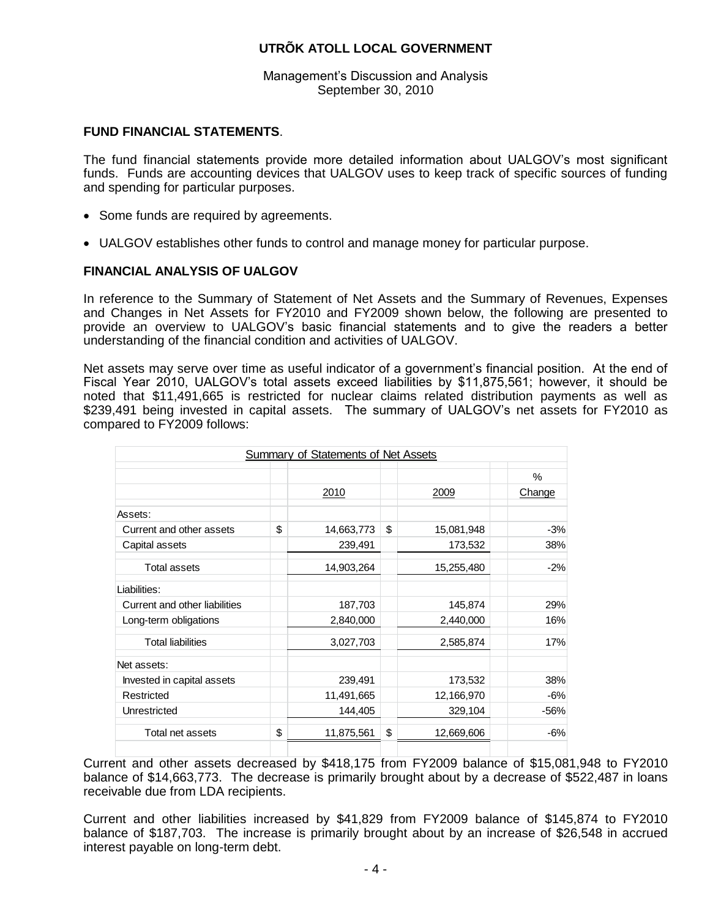**FUND FINANCIAL STATEMENTS**.

The fund financial statements provide more detailed information about UALGOV's most significant funds. Funds are accounting devices that UALGOV uses to keep track of specific sources of funding and spending for particular purposes.

- Some funds are required by agreements.
- UALGOV establishes other funds to control and manage money for particular purpose.

**FINANCIAL ANALYSIS OF UALGOV**

In reference to the Summary of Statement of Net Assets and the Summary of Revenues, Expenses and Changes in Net Assets for FY2010 and FY2009 shown below, the following are presented to provide an overview to UALGOV's basic financial statements and to give the readers a better understanding of the financial condition and activities of UALGOV.

Net assets may serve over time as useful indicator of a government's financial position. At the end of Fiscal Year 2010, UALGOV's total assets exceed liabilities by $11,875,561; however, it should be noted that $11,491,665 is restricted for nuclear claims related distribution payments as well as $239,491 being invested in capital assets. The summary of UALGOV's net assets for FY2010 as compared to FY2009 follows:

Summary of Statements of Net Assets

| | | 2010 | | 2009 | % Change |
|---|---|---|---|---|---|
| Assets: | | | | | |
| Current and other assets | $ | 14,663,773 | $ | 15,081,948 | -3% |
| Capital assets | | 239,491 | | 173,532 | 38% |
| Total assets | | 14,903,264 | | 15,255,480 | -2% |
| Liabilities: | | | | | |
| Current and other liabilities | | 187,703 | | 145,874 | 29% |
| Long-term obligations | | 2,840,000 | | 2,440,000 | 16% |
| Total liabilities | | 3,027,703 | | 2,585,874 | 17% |
| Net assets: | | | | | |
| Invested in capital assets | | 239,491 | | 173,532 | 38% |
| Restricted | | 11,491,665 | | 12,166,970 | -6% |
| Unrestricted | | 144,405 | | 329,104 | -56% |
| Total net assets | $ | 11,875,561 | $ | 12,669,606 | -6% |

Current and other assets decreased by $418,175 from FY2009 balance of $15,081,948 to FY2010 balance of $14,663,773. The decrease is primarily brought about by a decrease of $522,487 in loans receivable due from LDA recipients.

Current and other liabilities increased by $41,829 from FY2009 balance of $145,874 to FY2010 balance of $187,703. The increase is primarily brought about by an increase of $26,548 in accrued interest payable on long-term debt.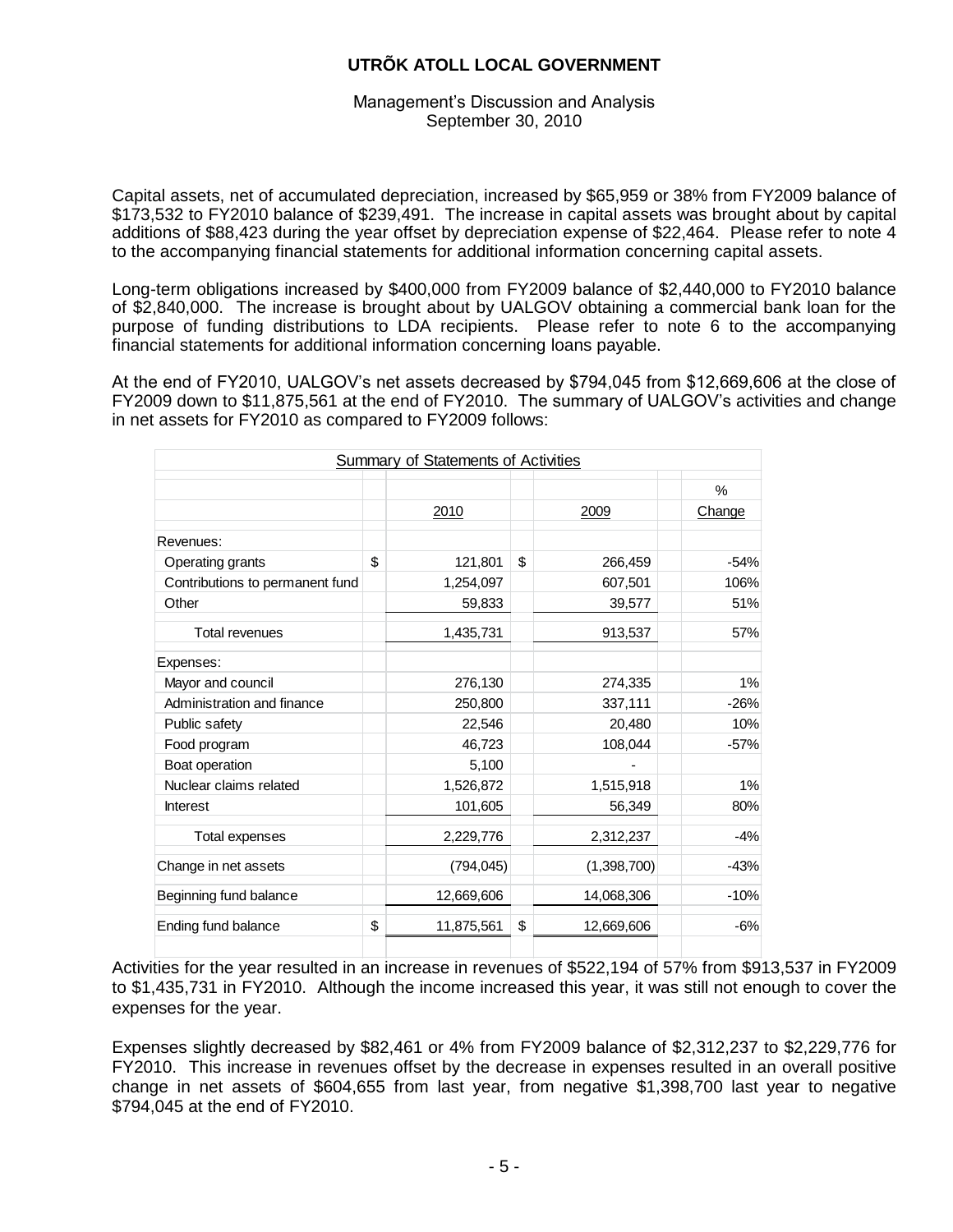# UTRÕK ATOLL LOCAL GOVERNMENT

Management's Discussion and Analysis
September 30, 2010

Capital assets, net of accumulated depreciation, increased by $65,959 or 38% from FY2009 balance of $173,532 to FY2010 balance of $239,491. The increase in capital assets was brought about by capital additions of $88,423 during the year offset by depreciation expense of $22,464. Please refer to note 4 to the accompanying financial statements for additional information concerning capital assets.

Long-term obligations increased by $400,000 from FY2009 balance of $2,440,000 to FY2010 balance of $2,840,000. The increase is brought about by UALGOV obtaining a commercial bank loan for the purpose of funding distributions to LDA recipients. Please refer to note 6 to the accompanying financial statements for additional information concerning loans payable.

At the end of FY2010, UALGOV's net assets decreased by $794,045 from $12,669,606 at the close of FY2009 down to $11,875,561 at the end of FY2010. The summary of UALGOV's activities and change in net assets for FY2010 as compared to FY2009 follows:

Summary of Statements of Activities

| | 2010 | 2009 | % Change |
|---|---|---|---|
| **Revenues:** | | | |
| Operating grants | $ 121,801 | $ 266,459 | -54% |
| Contributions to permanent fund | 1,254,097 | 607,501 | 106% |
| Other | 59,833 | 39,577 | 51% |
| Total revenues | 1,435,731 | 913,537 | 57% |
| **Expenses:** | | | |
| Mayor and council | 276,130 | 274,335 | 1% |
| Administration and finance | 250,800 | 337,111 | -26% |
| Public safety | 22,546 | 20,480 | 10% |
| Food program | 46,723 | 108,044 | -57% |
| Boat operation | 5,100 | - | |
| Nuclear claims related | 1,526,872 | 1,515,918 | 1% |
| Interest | 101,605 | 56,349 | 80% |
| Total expenses | 2,229,776 | 2,312,237 | -4% |
| Change in net assets | (794,045) | (1,398,700) | -43% |
| Beginning fund balance | 12,669,606 | 14,068,306 | -10% |
| Ending fund balance | $ 11,875,561 | $ 12,669,606 | -6% |

Activities for the year resulted in an increase in revenues of $522,194 of 57% from $913,537 in FY2009 to $1,435,731 in FY2010. Although the income increased this year, it was still not enough to cover the expenses for the year.

Expenses slightly decreased by $82,461 or 4% from FY2009 balance of $2,312,237 to $2,229,776 for FY2010. This increase in revenues offset by the decrease in expenses resulted in an overall positive change in net assets of $604,655 from last year, from negative $1,398,700 last year to negative $794,045 at the end of FY2010.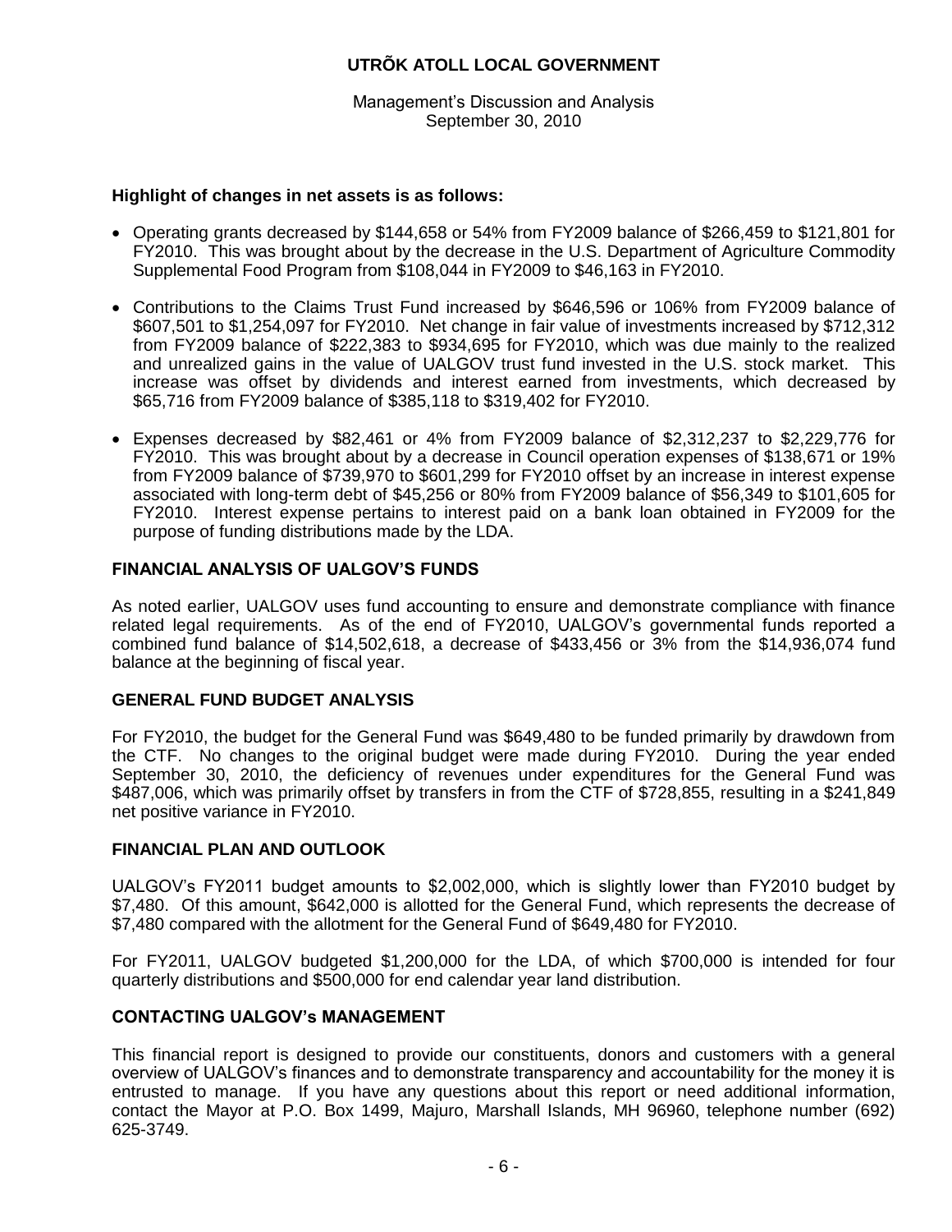**Highlight of changes in net assets is as follows:**

- Operating grants decreased by $144,658 or 54% from FY2009 balance of $266,459 to $121,801 for FY2010. This was brought about by the decrease in the U.S. Department of Agriculture Commodity Supplemental Food Program from $108,044 in FY2009 to $46,163 in FY2010.
- Contributions to the Claims Trust Fund increased by $646,596 or 106% from FY2009 balance of $607,501 to $1,254,097 for FY2010. Net change in fair value of investments increased by $712,312 from FY2009 balance of $222,383 to $934,695 for FY2010, which was due mainly to the realized and unrealized gains in the value of UALGOV trust fund invested in the U.S. stock market. This increase was offset by dividends and interest earned from investments, which decreased by $65,716 from FY2009 balance of $385,118 to $319,402 for FY2010.
- Expenses decreased by $82,461 or 4% from FY2009 balance of $2,312,237 to $2,229,776 for FY2010. This was brought about by a decrease in Council operation expenses of $138,671 or 19% from FY2009 balance of $739,970 to $601,299 for FY2010 offset by an increase in interest expense associated with long-term debt of $45,256 or 80% from FY2009 balance of $56,349 to $101,605 for FY2010. Interest expense pertains to interest paid on a bank loan obtained in FY2009 for the purpose of funding distributions made by the LDA.

## FINANCIAL ANALYSIS OF UALGOV'S FUNDS

As noted earlier, UALGOV uses fund accounting to ensure and demonstrate compliance with finance related legal requirements. As of the end of FY2010, UALGOV's governmental funds reported a combined fund balance of $14,502,618, a decrease of $433,456 or 3% from the $14,936,074 fund balance at the beginning of fiscal year.

## GENERAL FUND BUDGET ANALYSIS

For FY2010, the budget for the General Fund was $649,480 to be funded primarily by drawdown from the CTF. No changes to the original budget were made during FY2010. During the year ended September 30, 2010, the deficiency of revenues under expenditures for the General Fund was $487,006, which was primarily offset by transfers in from the CTF of $728,855, resulting in a $241,849 net positive variance in FY2010.

## FINANCIAL PLAN AND OUTLOOK

UALGOV's FY2011 budget amounts to $2,002,000, which is slightly lower than FY2010 budget by $7,480. Of this amount, $642,000 is allotted for the General Fund, which represents the decrease of $7,480 compared with the allotment for the General Fund of $649,480 for FY2010.

For FY2011, UALGOV budgeted $1,200,000 for the LDA, of which $700,000 is intended for four quarterly distributions and $500,000 for end calendar year land distribution.

## CONTACTING UALGOV's MANAGEMENT

This financial report is designed to provide our constituents, donors and customers with a general overview of UALGOV's finances and to demonstrate transparency and accountability for the money it is entrusted to manage. If you have any questions about this report or need additional information, contact the Mayor at P.O. Box 1499, Majuro, Marshall Islands, MH 96960, telephone number (692) 625-3749.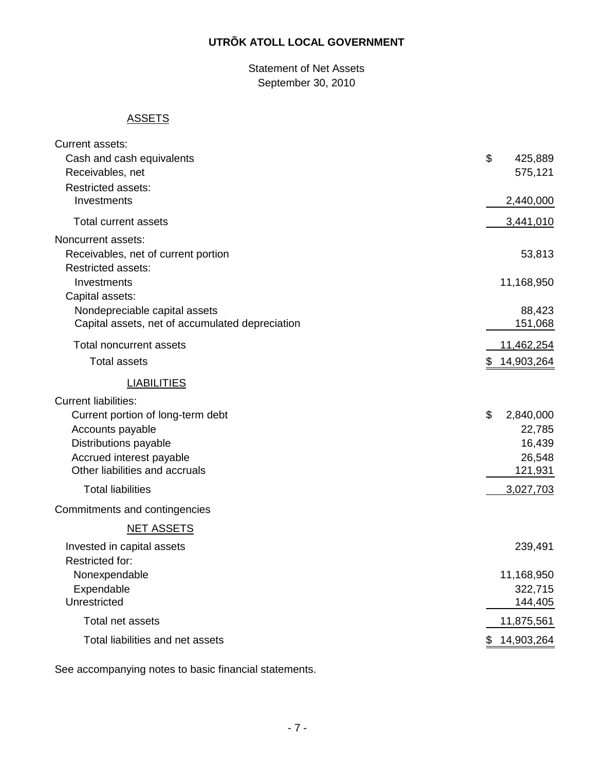# UTRÕK ATOLL LOCAL GOVERNMENT

Statement of Net Assets
September 30, 2010

## ASSETS

| | |
|---|---|
| Current assets: | |
| Cash and cash equivalents | $ 425,889 |
| Receivables, net | 575,121 |
| Restricted assets: | |
| Investments | 2,440,000 |
| Total current assets | 3,441,010 |
| Noncurrent assets: | |
| Receivables, net of current portion | 53,813 |
| Restricted assets: | |
| Investments | 11,168,950 |
| Capital assets: | |
| Nondepreciable capital assets | 88,423 |
| Capital assets, net of accumulated depreciation | 151,068 |
| Total noncurrent assets | 11,462,254 |
| Total assets | $ 14,903,264 |

## LIABILITIES

| | |
|---|---|
| Current liabilities: | |
| Current portion of long-term debt | $ 2,840,000 |
| Accounts payable | 22,785 |
| Distributions payable | 16,439 |
| Accrued interest payable | 26,548 |
| Other liabilities and accruals | 121,931 |
| Total liabilities | 3,027,703 |
| Commitments and contingencies | |

## NET ASSETS

| | |
|---|---|
| Invested in capital assets | 239,491 |
| Restricted for: | |
| Nonexpendable | 11,168,950 |
| Expendable | 322,715 |
| Unrestricted | 144,405 |
| Total net assets | 11,875,561 |
| Total liabilities and net assets | $ 14,903,264 |

See accompanying notes to basic financial statements.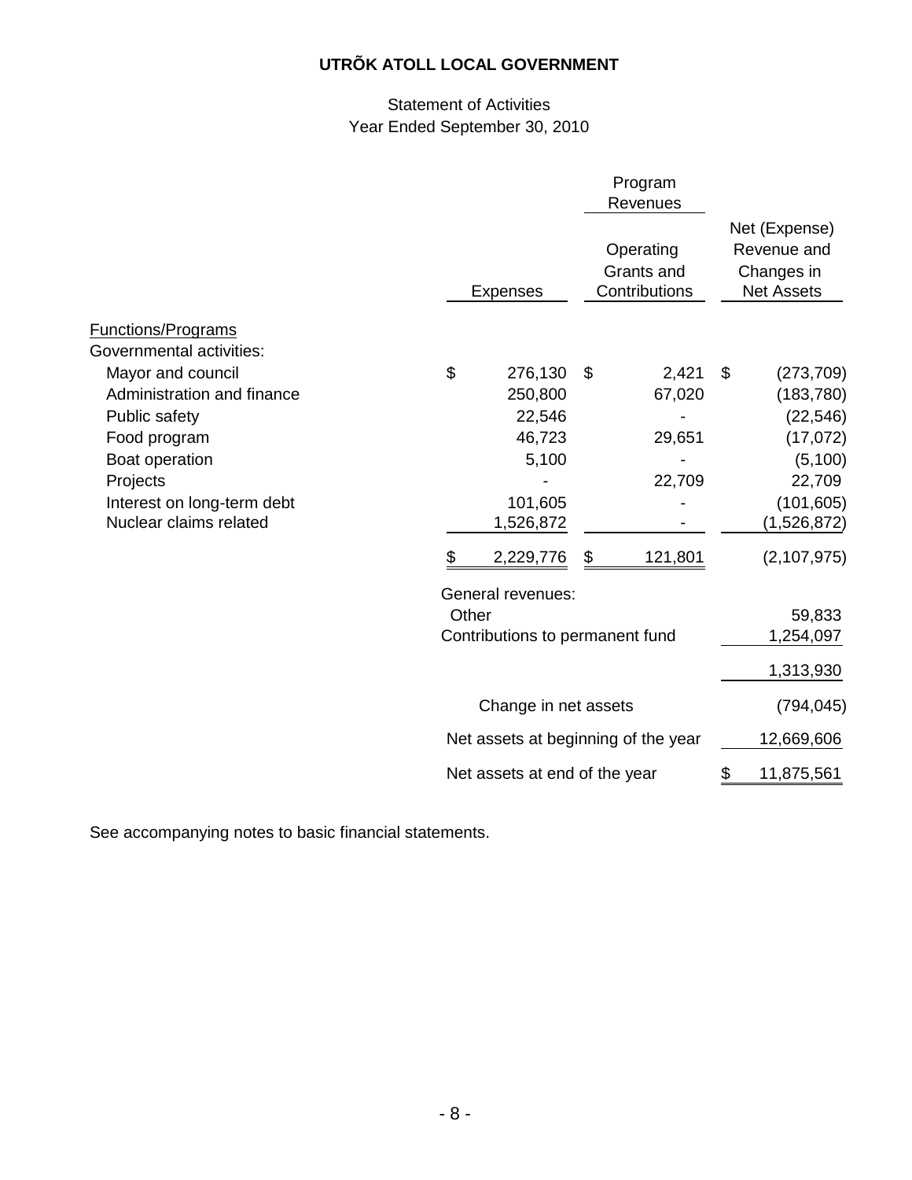# UTRÕK ATOLL LOCAL GOVERNMENT

Statement of Activities
Year Ended September 30, 2010

| | Expenses | Program Revenues<br>Operating Grants and Contributions | Net (Expense) Revenue and Changes in Net Assets |
|---|---|---|---|
| **Functions/Programs** | | | |
| Governmental activities: | | | |
| Mayor and council | $ 276,130 | $ 2,421 | $ (273,709) |
| Administration and finance | 250,800 | 67,020 | (183,780) |
| Public safety | 22,546 | - | (22,546) |
| Food program | 46,723 | 29,651 | (17,072) |
| Boat operation | 5,100 | - | (5,100) |
| Projects | - | 22,709 | 22,709 |
| Interest on long-term debt | 101,605 | - | (101,605) |
| Nuclear claims related | 1,526,872 | - | (1,526,872) |
| | $ 2,229,776 | $ 121,801 | (2,107,975) |
| | General revenues: | | |
| | Other | | 59,833 |
| | Contributions to permanent fund | | 1,254,097 |
| | | | 1,313,930 |
| | Change in net assets | | (794,045) |
| | Net assets at beginning of the year | | 12,669,606 |
| | Net assets at end of the year | | $ 11,875,561 |

See accompanying notes to basic financial statements.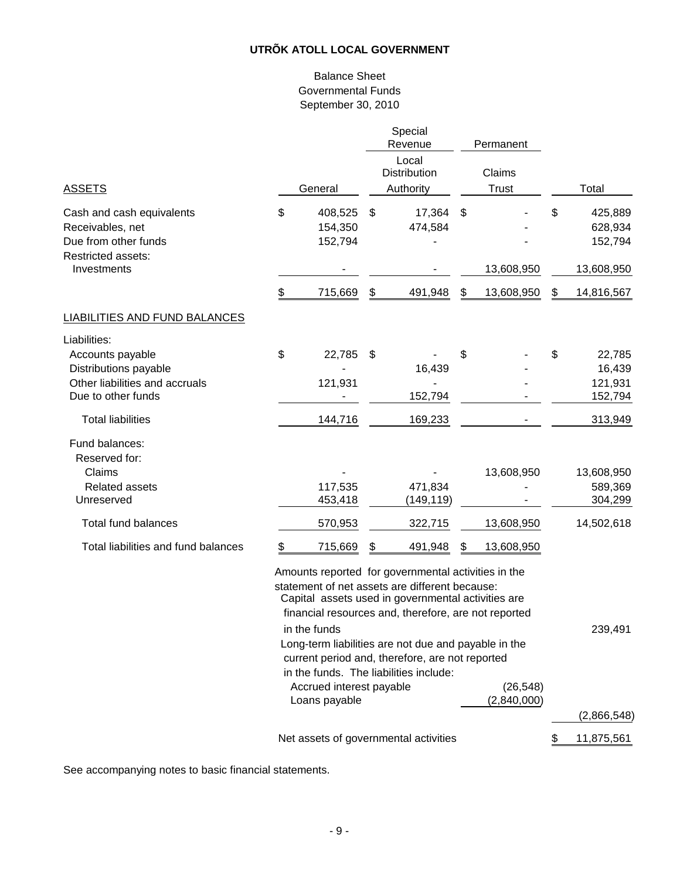**UTRÕK ATOLL LOCAL GOVERNMENT**

Balance Sheet
Governmental Funds
September 30, 2010

| | General | Special Revenue<br>Local Distribution Authority | Permanent<br>Claims Trust | Total |
|---|---|---|---|---|
| **ASSETS** | | | | |
| Cash and cash equivalents | $ 408,525 | $ 17,364 | $ - | $ 425,889 |
| Receivables, net | 154,350 | 474,584 | - | 628,934 |
| Due from other funds | 152,794 | - | - | 152,794 |
| Restricted assets: | | | | |
| Investments | - | - | 13,608,950 | 13,608,950 |
| | $ 715,669 | $ 491,948 | $ 13,608,950 | $ 14,816,567 |
| **LIABILITIES AND FUND BALANCES** | | | | |
| Liabilities: | | | | |
| Accounts payable | $ 22,785 | $ - | $ - | $ 22,785 |
| Distributions payable | - | 16,439 | - | 16,439 |
| Other liabilities and accruals | 121,931 | - | - | 121,931 |
| Due to other funds | - | 152,794 | - | 152,794 |
| Total liabilities | 144,716 | 169,233 | - | 313,949 |
| Fund balances: | | | | |
| Reserved for: | | | | |
| Claims | - | - | 13,608,950 | 13,608,950 |
| Related assets | 117,535 | 471,834 | - | 589,369 |
| Unreserved | 453,418 | (149,119) | - | 304,299 |
| Total fund balances | 570,953 | 322,715 | 13,608,950 | 14,502,618 |
| Total liabilities and fund balances | $ 715,669 | $ 491,948 | $ 13,608,950 | |

| Amounts reported for governmental activities in the statement of net assets are different because: | | |
|---|---|---|
| Capital assets used in governmental activities are financial resources and, therefore, are not reported in the funds | | 239,491 |
| Long-term liabilities are not due and payable in the current period and, therefore, are not reported in the funds. The liabilities include: | | |
| Accrued interest payable | (26,548) | |
| Loans payable | (2,840,000) | |
| | | (2,866,548) |
| Net assets of governmental activities | | $ 11,875,561 |

See accompanying notes to basic financial statements.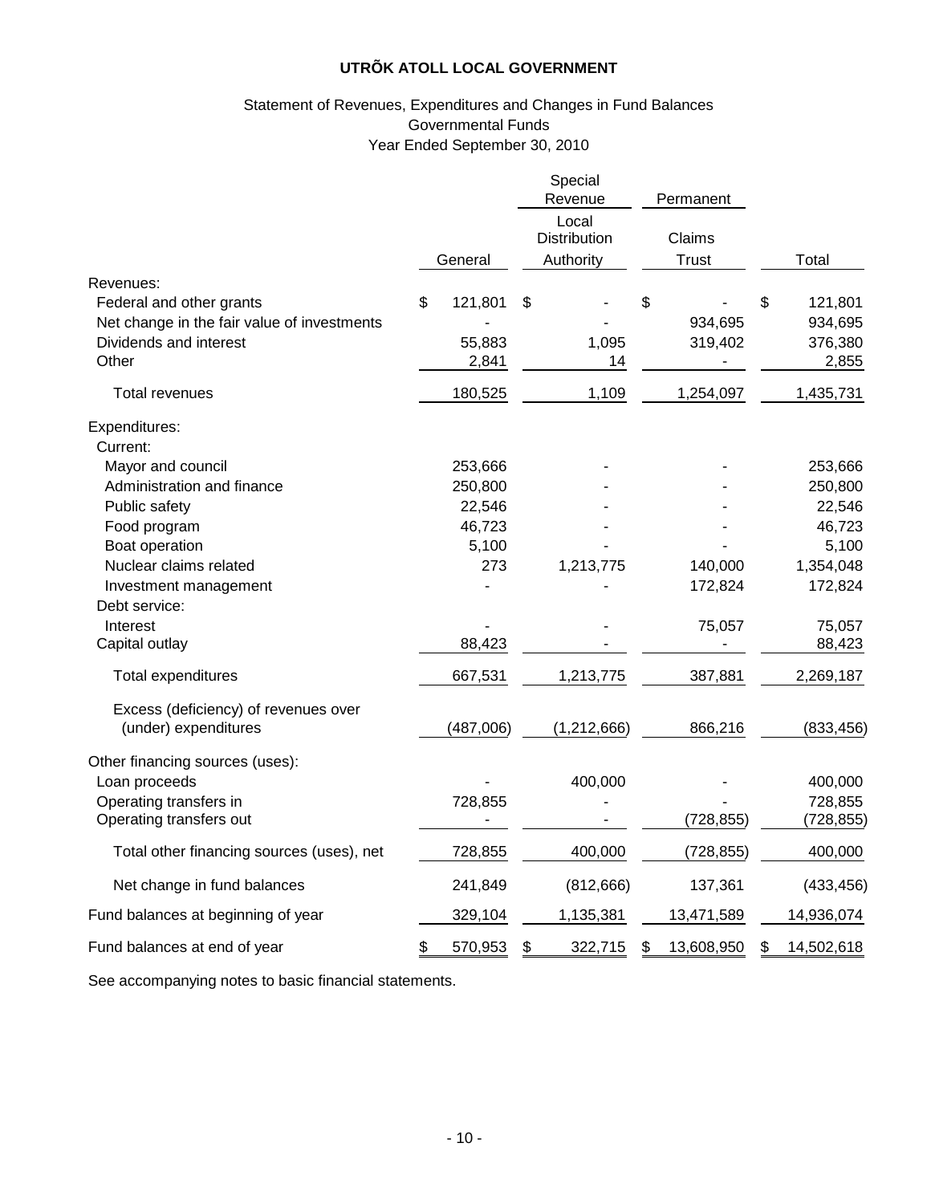# UTRÕK ATOLL LOCAL GOVERNMENT

Statement of Revenues, Expenditures and Changes in Fund Balances
Governmental Funds
Year Ended September 30, 2010

| | | Special Revenue | Permanent | |
|---|---|---|---|---|
| | General | Local Distribution Authority | Claims Trust | Total |
| Revenues: | | | | |
| Federal and other grants | $ 121,801 | $ - | $ - | $ 121,801 |
| Net change in the fair value of investments | - | - | 934,695 | 934,695 |
| Dividends and interest | 55,883 | 1,095 | 319,402 | 376,380 |
| Other | 2,841 | 14 | - | 2,855 |
| Total revenues | 180,525 | 1,109 | 1,254,097 | 1,435,731 |
| Expenditures: | | | | |
| Current: | | | | |
| Mayor and council | 253,666 | - | - | 253,666 |
| Administration and finance | 250,800 | - | - | 250,800 |
| Public safety | 22,546 | - | - | 22,546 |
| Food program | 46,723 | - | - | 46,723 |
| Boat operation | 5,100 | - | - | 5,100 |
| Nuclear claims related | 273 | 1,213,775 | 140,000 | 1,354,048 |
| Investment management | - | - | 172,824 | 172,824 |
| Debt service: | | | | |
| Interest | - | - | 75,057 | 75,057 |
| Capital outlay | 88,423 | - | - | 88,423 |
| Total expenditures | 667,531 | 1,213,775 | 387,881 | 2,269,187 |
| Excess (deficiency) of revenues over (under) expenditures | (487,006) | (1,212,666) | 866,216 | (833,456) |
| Other financing sources (uses): | | | | |
| Loan proceeds | - | 400,000 | - | 400,000 |
| Operating transfers in | 728,855 | - | - | 728,855 |
| Operating transfers out | - | - | (728,855) | (728,855) |
| Total other financing sources (uses), net | 728,855 | 400,000 | (728,855) | 400,000 |
| Net change in fund balances | 241,849 | (812,666) | 137,361 | (433,456) |
| Fund balances at beginning of year | 329,104 | 1,135,381 | 13,471,589 | 14,936,074 |
| Fund balances at end of year | $ 570,953 | $ 322,715 | $ 13,608,950 | $ 14,502,618 |

See accompanying notes to basic financial statements.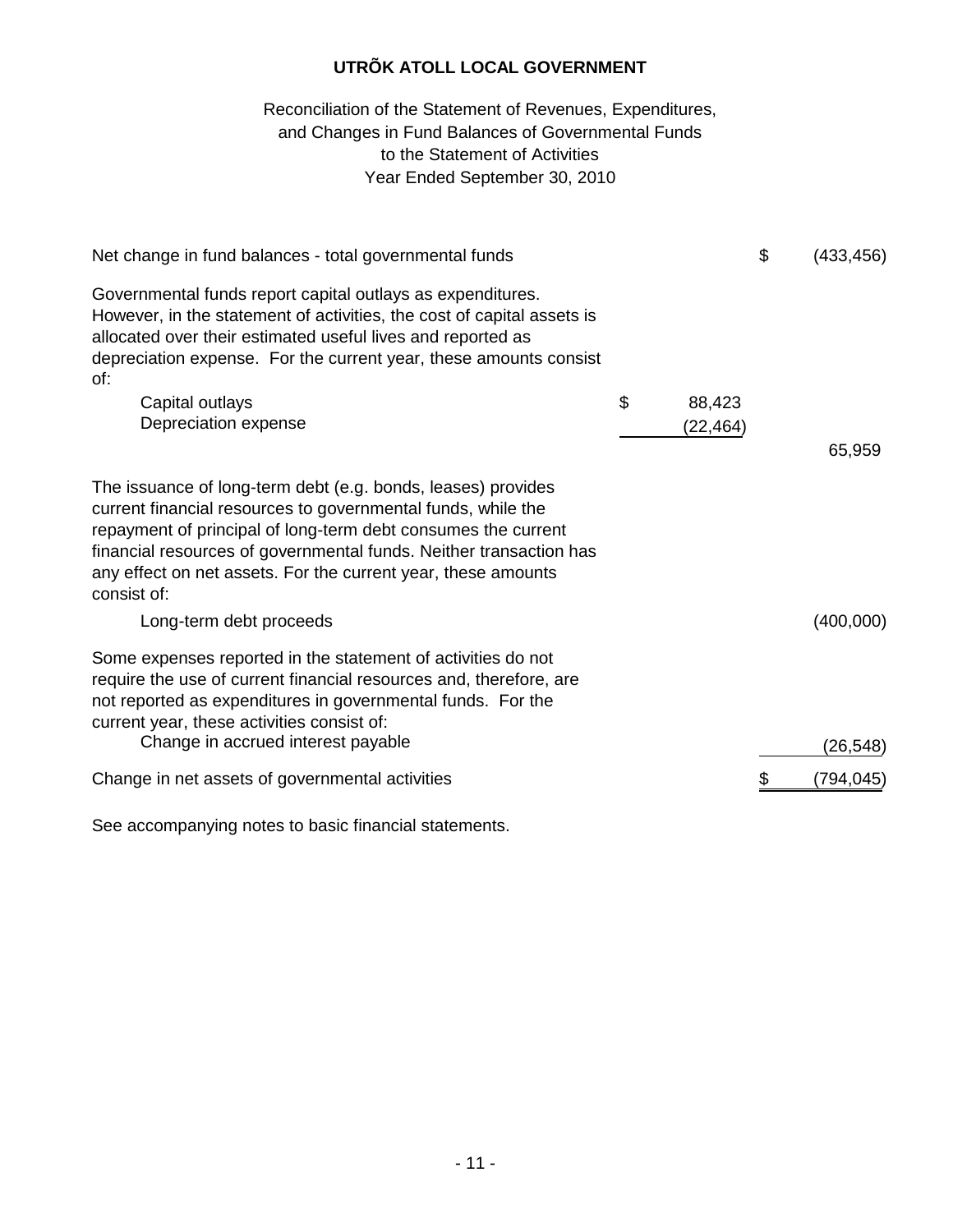# UTRÕK ATOLL LOCAL GOVERNMENT

## Reconciliation of the Statement of Revenues, Expenditures, and Changes in Fund Balances of Governmental Funds to the Statement of Activities
### Year Ended September 30, 2010

| | | |
|---|---|---|
| Net change in fund balances - total governmental funds | | $ (433,456) |
| Governmental funds report capital outlays as expenditures. However, in the statement of activities, the cost of capital assets is allocated over their estimated useful lives and reported as depreciation expense. For the current year, these amounts consist of: | | |
| Capital outlays | $ 88,423 | |
| Depreciation expense | (22,464) | |
| | | 65,959 |
| The issuance of long-term debt (e.g. bonds, leases) provides current financial resources to governmental funds, while the repayment of principal of long-term debt consumes the current financial resources of governmental funds. Neither transaction has any effect on net assets. For the current year, these amounts consist of: | | |
| Long-term debt proceeds | | (400,000) |
| Some expenses reported in the statement of activities do not require the use of current financial resources and, therefore, are not reported as expenditures in governmental funds. For the current year, these activities consist of: | | |
| Change in accrued interest payable | | (26,548) |
| Change in net assets of governmental activities | | $ (794,045) |

See accompanying notes to basic financial statements.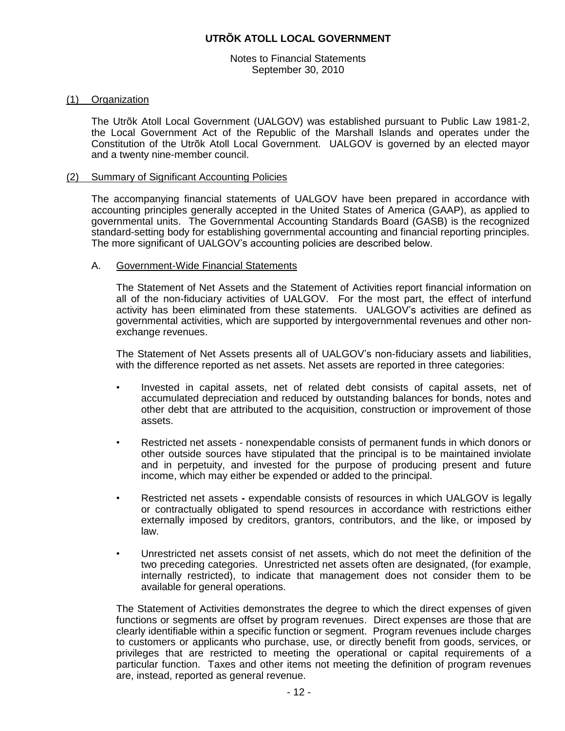# UTRÕK ATOLL LOCAL GOVERNMENT

Notes to Financial Statements
September 30, 2010

## (1) Organization

The Utrõk Atoll Local Government (UALGOV) was established pursuant to Public Law 1981-2, the Local Government Act of the Republic of the Marshall Islands and operates under the Constitution of the Utrõk Atoll Local Government. UALGOV is governed by an elected mayor and a twenty nine-member council.

## (2) Summary of Significant Accounting Policies

The accompanying financial statements of UALGOV have been prepared in accordance with accounting principles generally accepted in the United States of America (GAAP), as applied to governmental units. The Governmental Accounting Standards Board (GASB) is the recognized standard-setting body for establishing governmental accounting and financial reporting principles. The more significant of UALGOV's accounting policies are described below.

### A. Government-Wide Financial Statements

The Statement of Net Assets and the Statement of Activities report financial information on all of the non-fiduciary activities of UALGOV. For the most part, the effect of interfund activity has been eliminated from these statements. UALGOV's activities are defined as governmental activities, which are supported by intergovernmental revenues and other non-exchange revenues.

The Statement of Net Assets presents all of UALGOV's non-fiduciary assets and liabilities, with the difference reported as net assets. Net assets are reported in three categories:

- Invested in capital assets, net of related debt consists of capital assets, net of accumulated depreciation and reduced by outstanding balances for bonds, notes and other debt that are attributed to the acquisition, construction or improvement of those assets.
- Restricted net assets - nonexpendable consists of permanent funds in which donors or other outside sources have stipulated that the principal is to be maintained inviolate and in perpetuity, and invested for the purpose of producing present and future income, which may either be expended or added to the principal.
- Restricted net assets **-** expendable consists of resources in which UALGOV is legally or contractually obligated to spend resources in accordance with restrictions either externally imposed by creditors, grantors, contributors, and the like, or imposed by law.
- Unrestricted net assets consist of net assets, which do not meet the definition of the two preceding categories. Unrestricted net assets often are designated, (for example, internally restricted), to indicate that management does not consider them to be available for general operations.

The Statement of Activities demonstrates the degree to which the direct expenses of given functions or segments are offset by program revenues. Direct expenses are those that are clearly identifiable within a specific function or segment. Program revenues include charges to customers or applicants who purchase, use, or directly benefit from goods, services, or privileges that are restricted to meeting the operational or capital requirements of a particular function. Taxes and other items not meeting the definition of program revenues are, instead, reported as general revenue.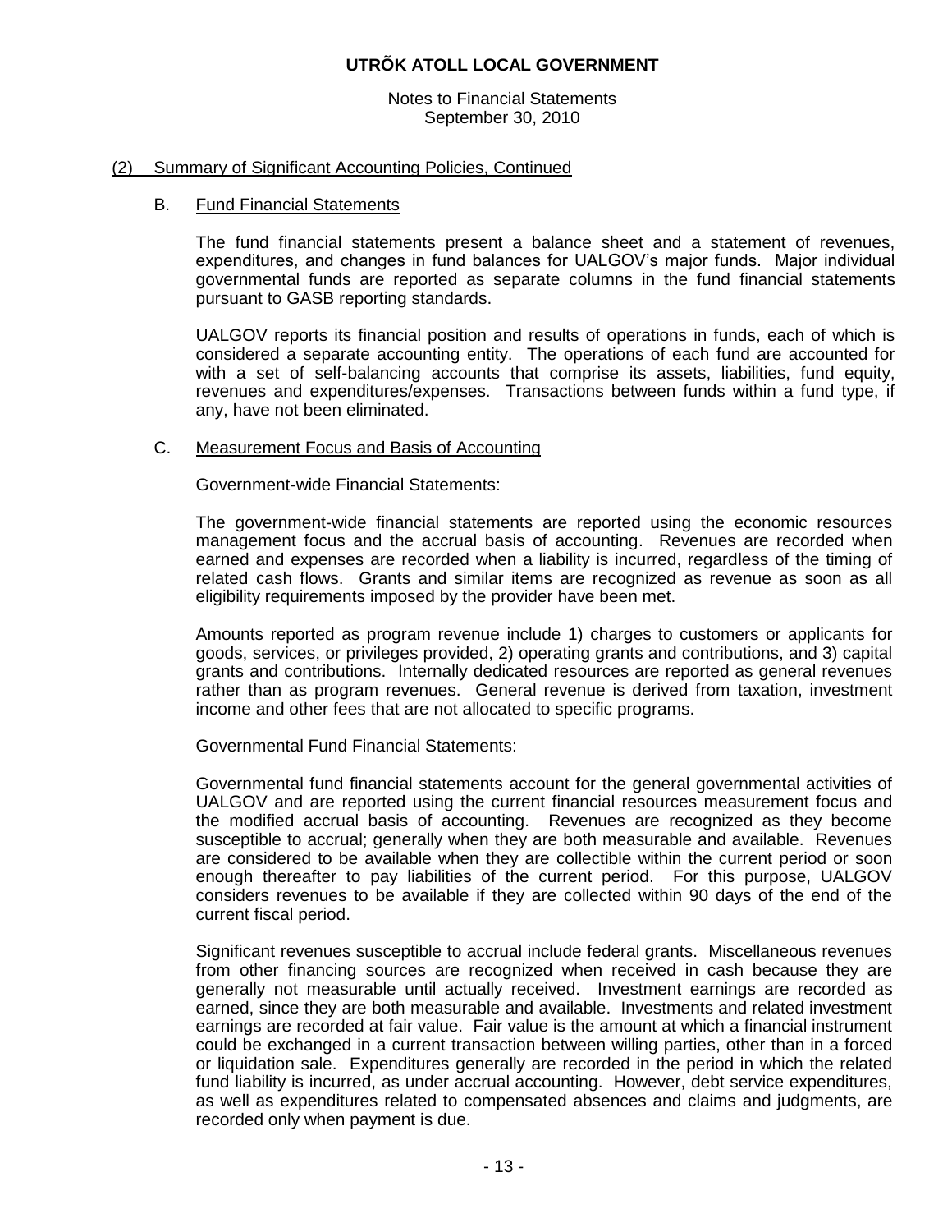## (2) Summary of Significant Accounting Policies, Continued

### B. Fund Financial Statements

The fund financial statements present a balance sheet and a statement of revenues, expenditures, and changes in fund balances for UALGOV's major funds. Major individual governmental funds are reported as separate columns in the fund financial statements pursuant to GASB reporting standards.

UALGOV reports its financial position and results of operations in funds, each of which is considered a separate accounting entity. The operations of each fund are accounted for with a set of self-balancing accounts that comprise its assets, liabilities, fund equity, revenues and expenditures/expenses. Transactions between funds within a fund type, if any, have not been eliminated.

### C. Measurement Focus and Basis of Accounting

Government-wide Financial Statements:

The government-wide financial statements are reported using the economic resources management focus and the accrual basis of accounting. Revenues are recorded when earned and expenses are recorded when a liability is incurred, regardless of the timing of related cash flows. Grants and similar items are recognized as revenue as soon as all eligibility requirements imposed by the provider have been met.

Amounts reported as program revenue include 1) charges to customers or applicants for goods, services, or privileges provided, 2) operating grants and contributions, and 3) capital grants and contributions. Internally dedicated resources are reported as general revenues rather than as program revenues. General revenue is derived from taxation, investment income and other fees that are not allocated to specific programs.

Governmental Fund Financial Statements:

Governmental fund financial statements account for the general governmental activities of UALGOV and are reported using the current financial resources measurement focus and the modified accrual basis of accounting. Revenues are recognized as they become susceptible to accrual; generally when they are both measurable and available. Revenues are considered to be available when they are collectible within the current period or soon enough thereafter to pay liabilities of the current period. For this purpose, UALGOV considers revenues to be available if they are collected within 90 days of the end of the current fiscal period.

Significant revenues susceptible to accrual include federal grants. Miscellaneous revenues from other financing sources are recognized when received in cash because they are generally not measurable until actually received. Investment earnings are recorded as earned, since they are both measurable and available. Investments and related investment earnings are recorded at fair value. Fair value is the amount at which a financial instrument could be exchanged in a current transaction between willing parties, other than in a forced or liquidation sale. Expenditures generally are recorded in the period in which the related fund liability is incurred, as under accrual accounting. However, debt service expenditures, as well as expenditures related to compensated absences and claims and judgments, are recorded only when payment is due.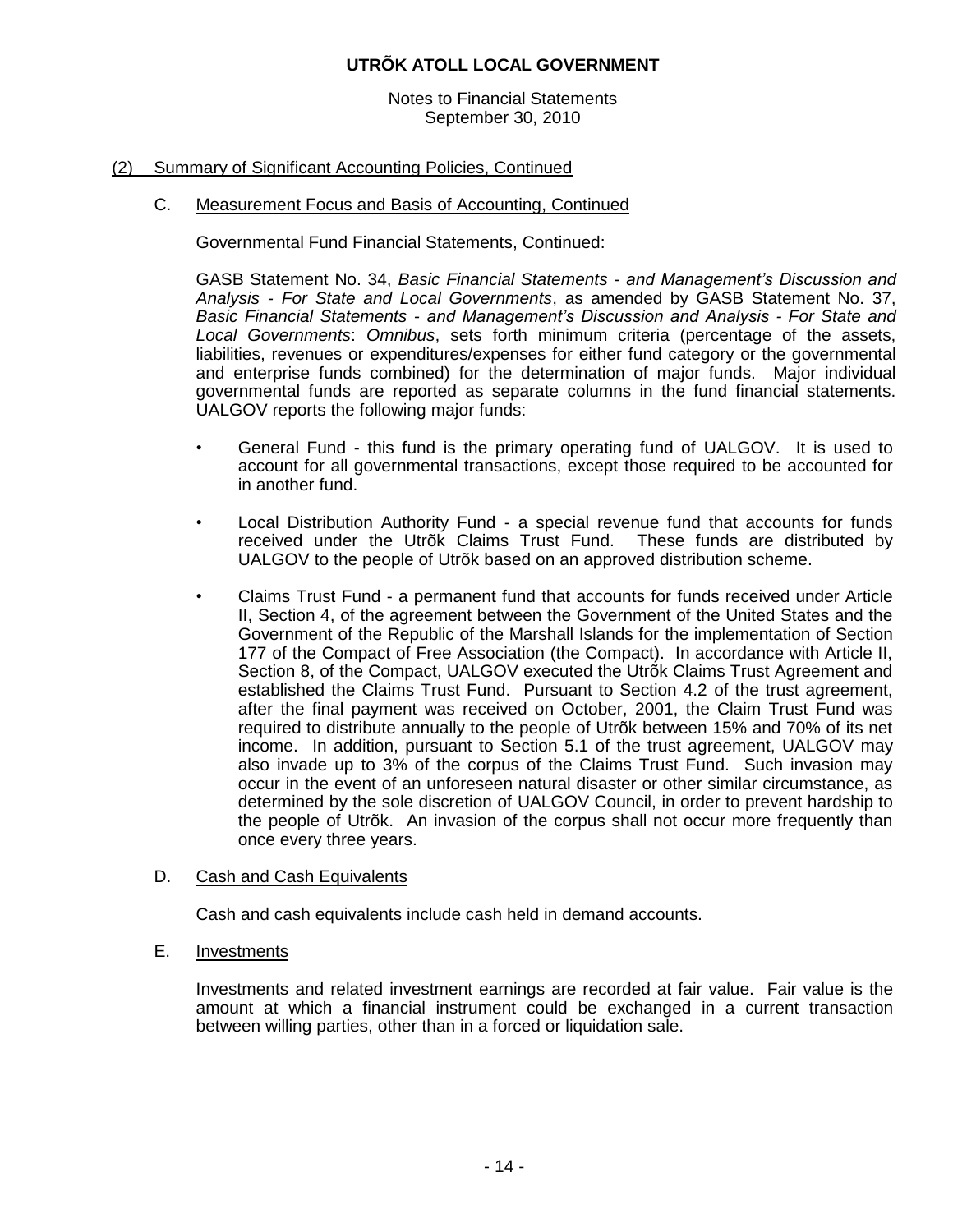# UTRÕK ATOLL LOCAL GOVERNMENT

Notes to Financial Statements
September 30, 2010

## (2) Summary of Significant Accounting Policies, Continued

### C. Measurement Focus and Basis of Accounting, Continued

Governmental Fund Financial Statements, Continued:

GASB Statement No. 34, *Basic Financial Statements - and Management's Discussion and Analysis - For State and Local Governments*, as amended by GASB Statement No. 37, *Basic Financial Statements - and Management's Discussion and Analysis - For State and Local Governments*: *Omnibus*, sets forth minimum criteria (percentage of the assets, liabilities, revenues or expenditures/expenses for either fund category or the governmental and enterprise funds combined) for the determination of major funds. Major individual governmental funds are reported as separate columns in the fund financial statements. UALGOV reports the following major funds:

- General Fund - this fund is the primary operating fund of UALGOV. It is used to account for all governmental transactions, except those required to be accounted for in another fund.
- Local Distribution Authority Fund - a special revenue fund that accounts for funds received under the Utrõk Claims Trust Fund. These funds are distributed by UALGOV to the people of Utrõk based on an approved distribution scheme.
- Claims Trust Fund - a permanent fund that accounts for funds received under Article II, Section 4, of the agreement between the Government of the United States and the Government of the Republic of the Marshall Islands for the implementation of Section 177 of the Compact of Free Association (the Compact). In accordance with Article II, Section 8, of the Compact, UALGOV executed the Utrõk Claims Trust Agreement and established the Claims Trust Fund. Pursuant to Section 4.2 of the trust agreement, after the final payment was received on October, 2001, the Claim Trust Fund was required to distribute annually to the people of Utrõk between 15% and 70% of its net income. In addition, pursuant to Section 5.1 of the trust agreement, UALGOV may also invade up to 3% of the corpus of the Claims Trust Fund. Such invasion may occur in the event of an unforeseen natural disaster or other similar circumstance, as determined by the sole discretion of UALGOV Council, in order to prevent hardship to the people of Utrõk. An invasion of the corpus shall not occur more frequently than once every three years.

### D. Cash and Cash Equivalents

Cash and cash equivalents include cash held in demand accounts.

### E. Investments

Investments and related investment earnings are recorded at fair value. Fair value is the amount at which a financial instrument could be exchanged in a current transaction between willing parties, other than in a forced or liquidation sale.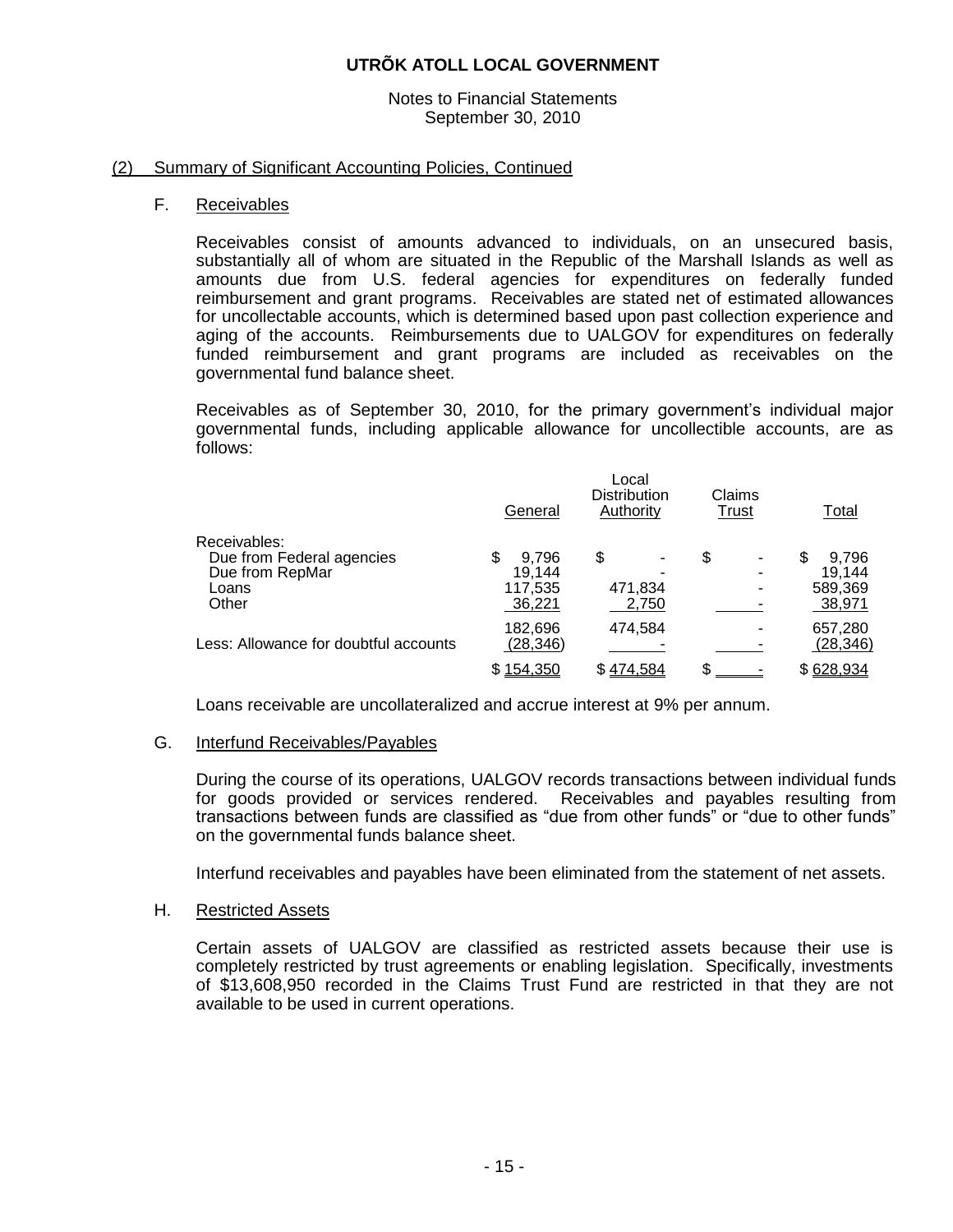# UTRÕK ATOLL LOCAL GOVERNMENT

Notes to Financial Statements
September 30, 2010

## (2) Summary of Significant Accounting Policies, Continued

### F. Receivables

Receivables consist of amounts advanced to individuals, on an unsecured basis, substantially all of whom are situated in the Republic of the Marshall Islands as well as amounts due from U.S. federal agencies for expenditures on federally funded reimbursement and grant programs. Receivables are stated net of estimated allowances for uncollectable accounts, which is determined based upon past collection experience and aging of the accounts. Reimbursements due to UALGOV for expenditures on federally funded reimbursement and grant programs are included as receivables on the governmental fund balance sheet.

Receivables as of September 30, 2010, for the primary government's individual major governmental funds, including applicable allowance for uncollectible accounts, are as follows:

| | General | Local Distribution Authority | Claims Trust | Total |
|---|---|---|---|---|
| Receivables: | | | | |
| Due from Federal agencies | $ 9,796 | $ - | $ - | $ 9,796 |
| Due from RepMar | 19,144 | - | - | 19,144 |
| Loans | 117,535 | 471,834 | - | 589,369 |
| Other | 36,221 | 2,750 | - | 38,971 |
| | 182,696 | 474,584 | - | 657,280 |
| Less: Allowance for doubtful accounts | (28,346) | - | - | (28,346) |
| | $ 154,350 | $ 474,584 | $ - | $ 628,934 |

Loans receivable are uncollateralized and accrue interest at 9% per annum.

### G. Interfund Receivables/Payables

During the course of its operations, UALGOV records transactions between individual funds for goods provided or services rendered. Receivables and payables resulting from transactions between funds are classified as "due from other funds" or "due to other funds" on the governmental funds balance sheet.

Interfund receivables and payables have been eliminated from the statement of net assets.

### H. Restricted Assets

Certain assets of UALGOV are classified as restricted assets because their use is completely restricted by trust agreements or enabling legislation. Specifically, investments of $13,608,950 recorded in the Claims Trust Fund are restricted in that they are not available to be used in current operations.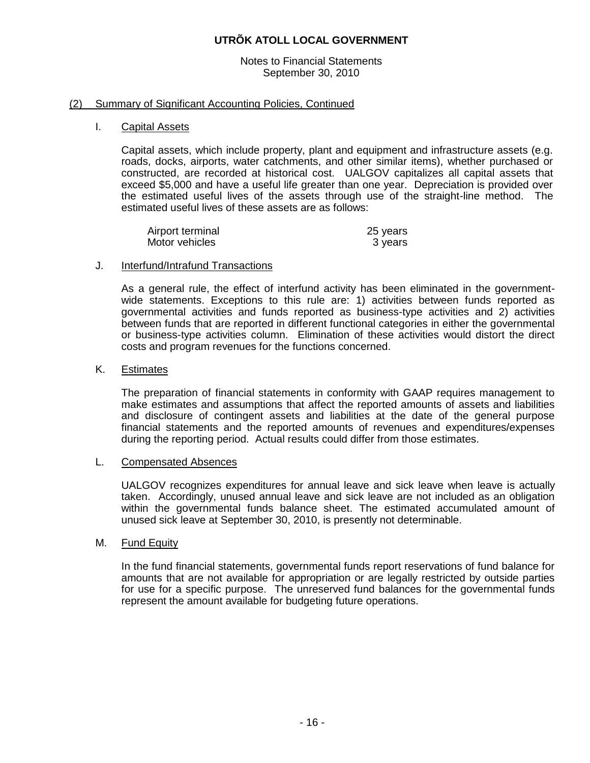# UTRÕK ATOLL LOCAL GOVERNMENT

Notes to Financial Statements
September 30, 2010

## (2) Summary of Significant Accounting Policies, Continued

### I. Capital Assets

Capital assets, which include property, plant and equipment and infrastructure assets (e.g. roads, docks, airports, water catchments, and other similar items), whether purchased or constructed, are recorded at historical cost. UALGOV capitalizes all capital assets that exceed $5,000 and have a useful life greater than one year. Depreciation is provided over the estimated useful lives of the assets through use of the straight-line method. The estimated useful lives of these assets are as follows:

| | |
|---|---|
| Airport terminal | 25 years |
| Motor vehicles | 3 years |

### J. Interfund/Intrafund Transactions

As a general rule, the effect of interfund activity has been eliminated in the government-wide statements. Exceptions to this rule are: 1) activities between funds reported as governmental activities and funds reported as business-type activities and 2) activities between funds that are reported in different functional categories in either the governmental or business-type activities column. Elimination of these activities would distort the direct costs and program revenues for the functions concerned.

### K. Estimates

The preparation of financial statements in conformity with GAAP requires management to make estimates and assumptions that affect the reported amounts of assets and liabilities and disclosure of contingent assets and liabilities at the date of the general purpose financial statements and the reported amounts of revenues and expenditures/expenses during the reporting period. Actual results could differ from those estimates.

### L. Compensated Absences

UALGOV recognizes expenditures for annual leave and sick leave when leave is actually taken. Accordingly, unused annual leave and sick leave are not included as an obligation within the governmental funds balance sheet. The estimated accumulated amount of unused sick leave at September 30, 2010, is presently not determinable.

### M. Fund Equity

In the fund financial statements, governmental funds report reservations of fund balance for amounts that are not available for appropriation or are legally restricted by outside parties for use for a specific purpose. The unreserved fund balances for the governmental funds represent the amount available for budgeting future operations.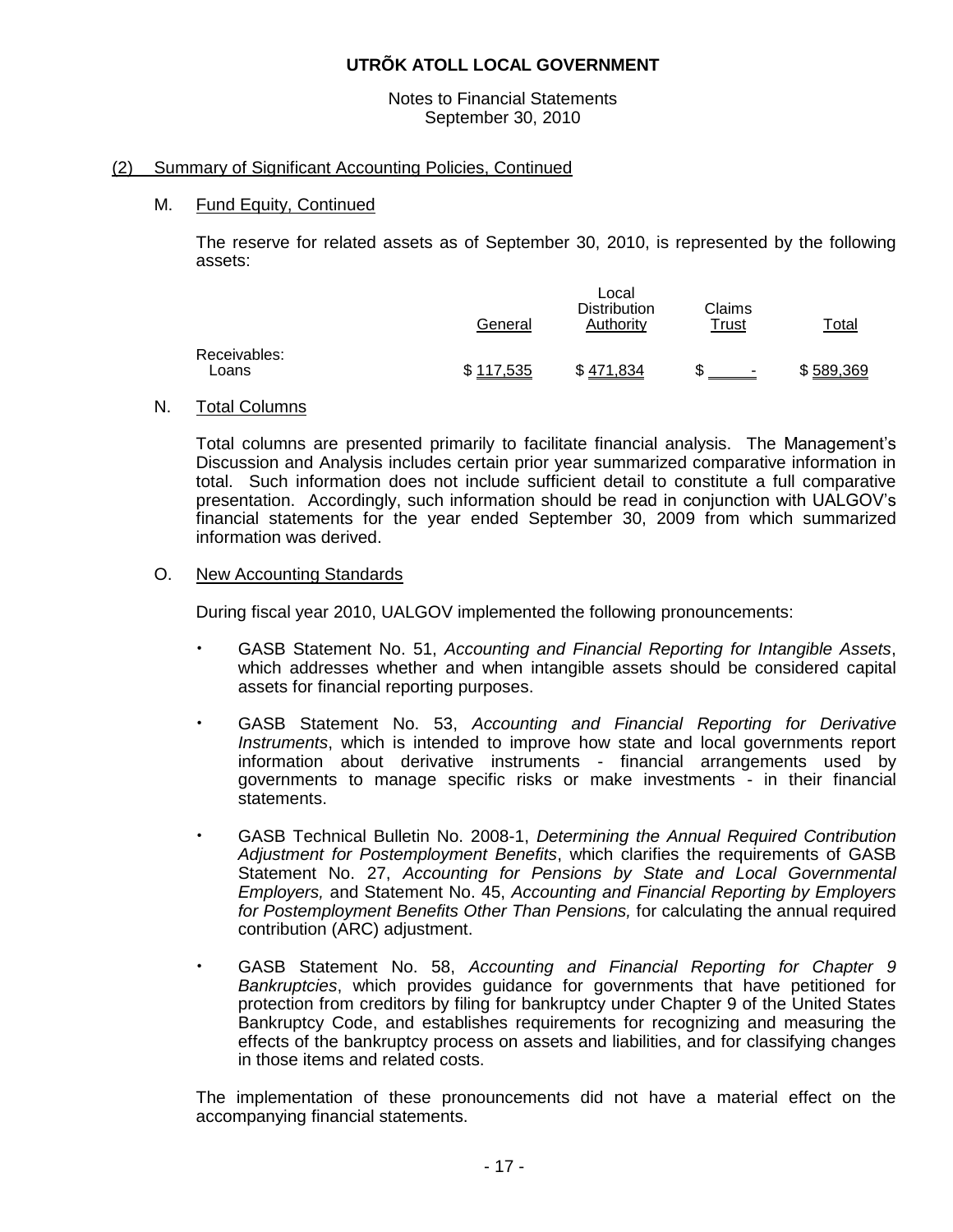# UTRÕK ATOLL LOCAL GOVERNMENT

Notes to Financial Statements
September 30, 2010

## (2) Summary of Significant Accounting Policies, Continued

### M. Fund Equity, Continued

The reserve for related assets as of September 30, 2010, is represented by the following assets:

| | General | Local Distribution Authority | Claims Trust | Total |
|---|---|---|---|---|
| Receivables: | | | | |
| Loans | $ 117,535 | $ 471,834 | $ - | $ 589,369 |

### N. Total Columns

Total columns are presented primarily to facilitate financial analysis. The Management's Discussion and Analysis includes certain prior year summarized comparative information in total. Such information does not include sufficient detail to constitute a full comparative presentation. Accordingly, such information should be read in conjunction with UALGOV's financial statements for the year ended September 30, 2009 from which summarized information was derived.

### O. New Accounting Standards

During fiscal year 2010, UALGOV implemented the following pronouncements:

- GASB Statement No. 51, *Accounting and Financial Reporting for Intangible Assets*, which addresses whether and when intangible assets should be considered capital assets for financial reporting purposes.

- GASB Statement No. 53, *Accounting and Financial Reporting for Derivative Instruments*, which is intended to improve how state and local governments report information about derivative instruments - financial arrangements used by governments to manage specific risks or make investments - in their financial statements.

- GASB Technical Bulletin No. 2008-1, *Determining the Annual Required Contribution Adjustment for Postemployment Benefits*, which clarifies the requirements of GASB Statement No. 27, *Accounting for Pensions by State and Local Governmental Employers,* and Statement No. 45, *Accounting and Financial Reporting by Employers for Postemployment Benefits Other Than Pensions,* for calculating the annual required contribution (ARC) adjustment.

- GASB Statement No. 58, *Accounting and Financial Reporting for Chapter 9 Bankruptcies*, which provides guidance for governments that have petitioned for protection from creditors by filing for bankruptcy under Chapter 9 of the United States Bankruptcy Code, and establishes requirements for recognizing and measuring the effects of the bankruptcy process on assets and liabilities, and for classifying changes in those items and related costs.

The implementation of these pronouncements did not have a material effect on the accompanying financial statements.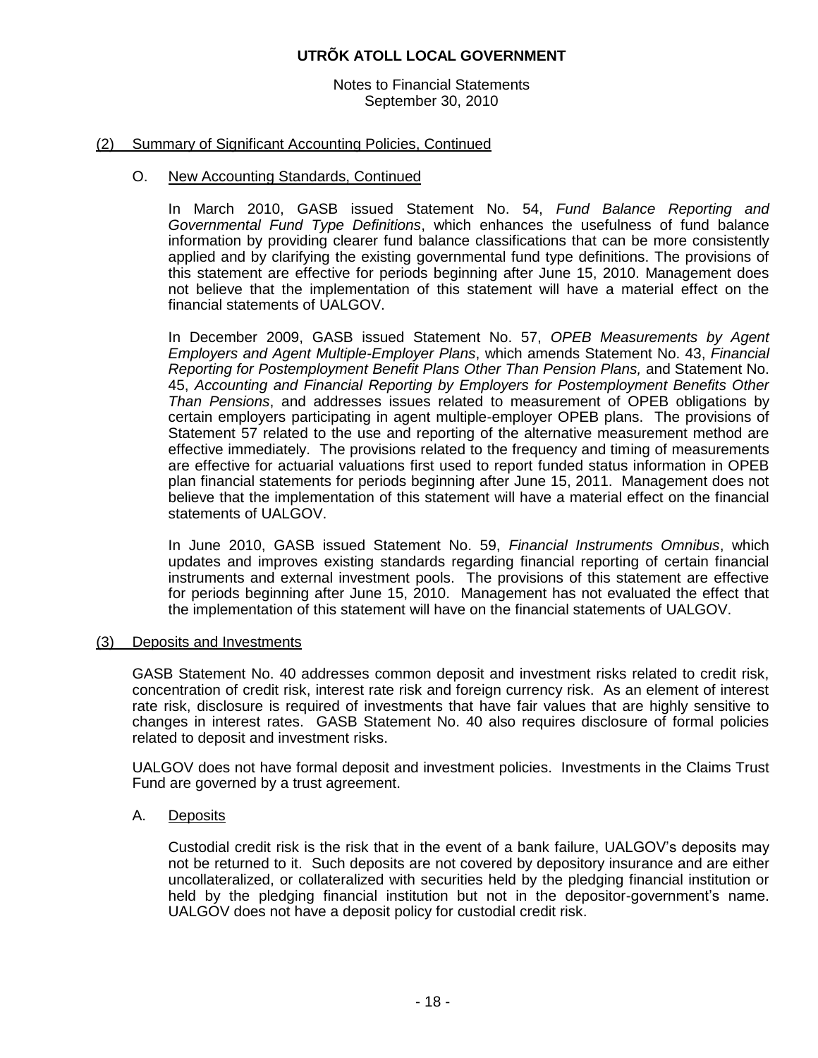## (2) Summary of Significant Accounting Policies, Continued

### O. New Accounting Standards, Continued

In March 2010, GASB issued Statement No. 54, *Fund Balance Reporting and Governmental Fund Type Definitions*, which enhances the usefulness of fund balance information by providing clearer fund balance classifications that can be more consistently applied and by clarifying the existing governmental fund type definitions. The provisions of this statement are effective for periods beginning after June 15, 2010. Management does not believe that the implementation of this statement will have a material effect on the financial statements of UALGOV.

In December 2009, GASB issued Statement No. 57, *OPEB Measurements by Agent Employers and Agent Multiple-Employer Plans*, which amends Statement No. 43, *Financial Reporting for Postemployment Benefit Plans Other Than Pension Plans,* and Statement No. 45, *Accounting and Financial Reporting by Employers for Postemployment Benefits Other Than Pensions*, and addresses issues related to measurement of OPEB obligations by certain employers participating in agent multiple-employer OPEB plans. The provisions of Statement 57 related to the use and reporting of the alternative measurement method are effective immediately. The provisions related to the frequency and timing of measurements are effective for actuarial valuations first used to report funded status information in OPEB plan financial statements for periods beginning after June 15, 2011. Management does not believe that the implementation of this statement will have a material effect on the financial statements of UALGOV.

In June 2010, GASB issued Statement No. 59, *Financial Instruments Omnibus*, which updates and improves existing standards regarding financial reporting of certain financial instruments and external investment pools. The provisions of this statement are effective for periods beginning after June 15, 2010. Management has not evaluated the effect that the implementation of this statement will have on the financial statements of UALGOV.

## (3) Deposits and Investments

GASB Statement No. 40 addresses common deposit and investment risks related to credit risk, concentration of credit risk, interest rate risk and foreign currency risk. As an element of interest rate risk, disclosure is required of investments that have fair values that are highly sensitive to changes in interest rates. GASB Statement No. 40 also requires disclosure of formal policies related to deposit and investment risks.

UALGOV does not have formal deposit and investment policies. Investments in the Claims Trust Fund are governed by a trust agreement.

### A. Deposits

Custodial credit risk is the risk that in the event of a bank failure, UALGOV's deposits may not be returned to it. Such deposits are not covered by depository insurance and are either uncollateralized, or collateralized with securities held by the pledging financial institution or held by the pledging financial institution but not in the depositor-government's name. UALGOV does not have a deposit policy for custodial credit risk.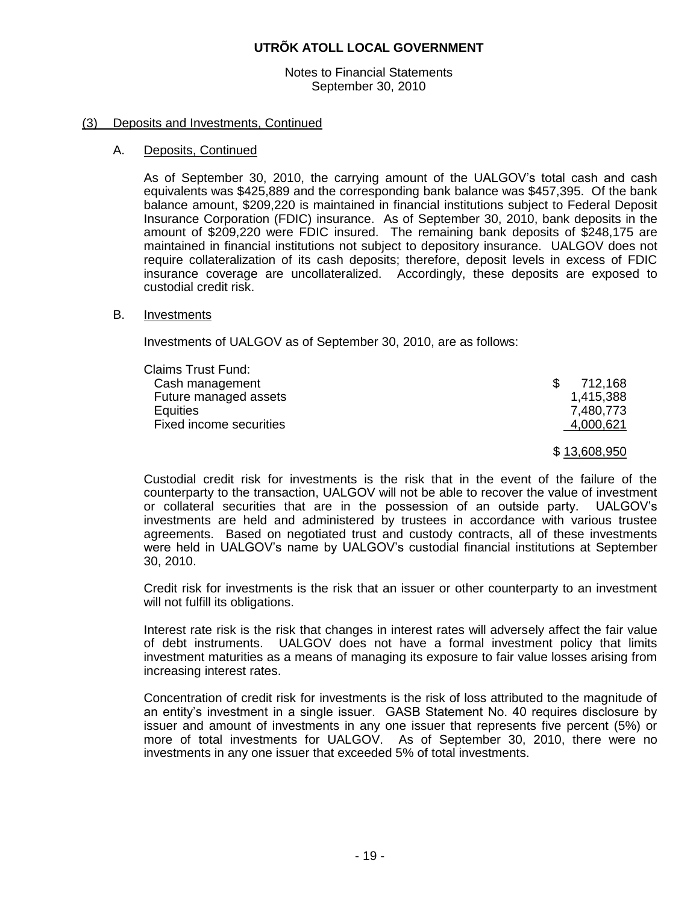# UTRÕK ATOLL LOCAL GOVERNMENT

Notes to Financial Statements
September 30, 2010

## (3) Deposits and Investments, Continued

### A. Deposits, Continued

As of September 30, 2010, the carrying amount of the UALGOV's total cash and cash equivalents was $425,889 and the corresponding bank balance was $457,395. Of the bank balance amount, $209,220 is maintained in financial institutions subject to Federal Deposit Insurance Corporation (FDIC) insurance. As of September 30, 2010, bank deposits in the amount of $209,220 were FDIC insured. The remaining bank deposits of $248,175 are maintained in financial institutions not subject to depository insurance. UALGOV does not require collateralization of its cash deposits; therefore, deposit levels in excess of FDIC insurance coverage are uncollateralized. Accordingly, these deposits are exposed to custodial credit risk.

### B. Investments

Investments of UALGOV as of September 30, 2010, are as follows:

| | |
|---|---|
| Claims Trust Fund: | |
| Cash management | $ 712,168 |
| Future managed assets | 1,415,388 |
| Equities | 7,480,773 |
| Fixed income securities | 4,000,621 |
| | $ 13,608,950 |

Custodial credit risk for investments is the risk that in the event of the failure of the counterparty to the transaction, UALGOV will not be able to recover the value of investment or collateral securities that are in the possession of an outside party. UALGOV's investments are held and administered by trustees in accordance with various trustee agreements. Based on negotiated trust and custody contracts, all of these investments were held in UALGOV's name by UALGOV's custodial financial institutions at September 30, 2010.

Credit risk for investments is the risk that an issuer or other counterparty to an investment will not fulfill its obligations.

Interest rate risk is the risk that changes in interest rates will adversely affect the fair value of debt instruments. UALGOV does not have a formal investment policy that limits investment maturities as a means of managing its exposure to fair value losses arising from increasing interest rates.

Concentration of credit risk for investments is the risk of loss attributed to the magnitude of an entity's investment in a single issuer. GASB Statement No. 40 requires disclosure by issuer and amount of investments in any one issuer that represents five percent (5%) or more of total investments for UALGOV. As of September 30, 2010, there were no investments in any one issuer that exceeded 5% of total investments.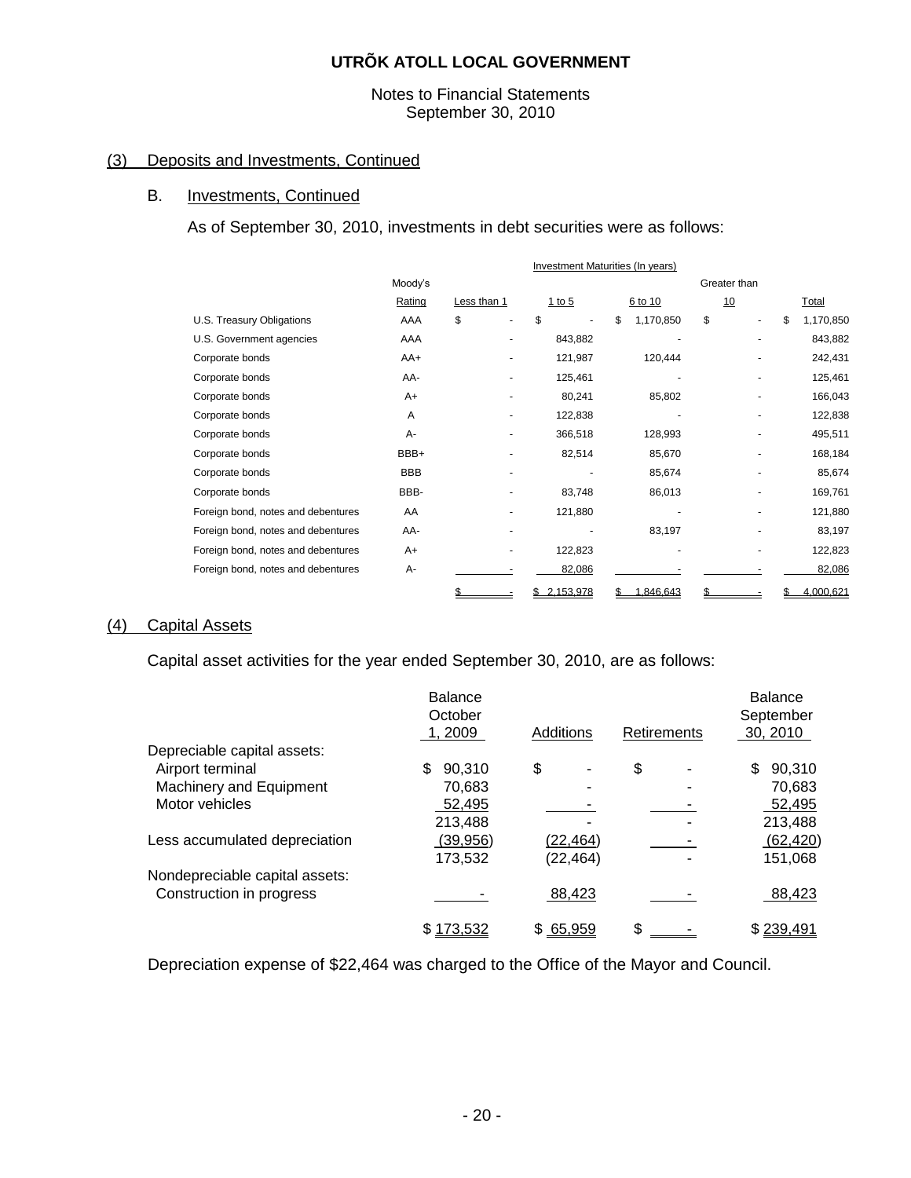# UTRÕK ATOLL LOCAL GOVERNMENT

Notes to Financial Statements
September 30, 2010

## (3) Deposits and Investments, Continued

### B. Investments, Continued

As of September 30, 2010, investments in debt securities were as follows:

| | Moody's Rating | Investment Maturities (In years) Less than 1 | 1 to 5 | 6 to 10 | Greater than 10 | Total |
|---|---|---|---|---|---|---|
| U.S. Treasury Obligations | AAA | $ - | $ - | $ 1,170,850 | $ - | $ 1,170,850 |
| U.S. Government agencies | AAA | - | 843,882 | - | - | 843,882 |
| Corporate bonds | AA+ | - | 121,987 | 120,444 | - | 242,431 |
| Corporate bonds | AA- | - | 125,461 | - | - | 125,461 |
| Corporate bonds | A+ | - | 80,241 | 85,802 | - | 166,043 |
| Corporate bonds | A | - | 122,838 | - | - | 122,838 |
| Corporate bonds | A- | - | 366,518 | 128,993 | - | 495,511 |
| Corporate bonds | BBB+ | - | 82,514 | 85,670 | - | 168,184 |
| Corporate bonds | BBB | - | - | 85,674 | - | 85,674 |
| Corporate bonds | BBB- | - | 83,748 | 86,013 | - | 169,761 |
| Foreign bond, notes and debentures | AA | - | 121,880 | - | - | 121,880 |
| Foreign bond, notes and debentures | AA- | - | - | 83,197 | - | 83,197 |
| Foreign bond, notes and debentures | A+ | - | 122,823 | - | - | 122,823 |
| Foreign bond, notes and debentures | A- | - | 82,086 | - | - | 82,086 |
| | | $ - | $ 2,153,978 | $ 1,846,643 | $ - | $ 4,000,621 |

## (4) Capital Assets

Capital asset activities for the year ended September 30, 2010, are as follows:

| | Balance October 1, 2009 | Additions | Retirements | Balance September 30, 2010 |
|---|---|---|---|---|
| Depreciable capital assets: | | | | |
| Airport terminal | $ 90,310 | $ - | $ - | $ 90,310 |
| Machinery and Equipment | 70,683 | - | - | 70,683 |
| Motor vehicles | 52,495 | - | - | 52,495 |
| | 213,488 | - | - | 213,488 |
| Less accumulated depreciation | (39,956) | (22,464) | - | (62,420) |
| | 173,532 | (22,464) | - | 151,068 |
| Nondepreciable capital assets: | | | | |
| Construction in progress | - | 88,423 | - | 88,423 |
| | $ 173,532 | $ 65,959 | $ - | $ 239,491 |

Depreciation expense of $22,464 was charged to the Office of the Mayor and Council.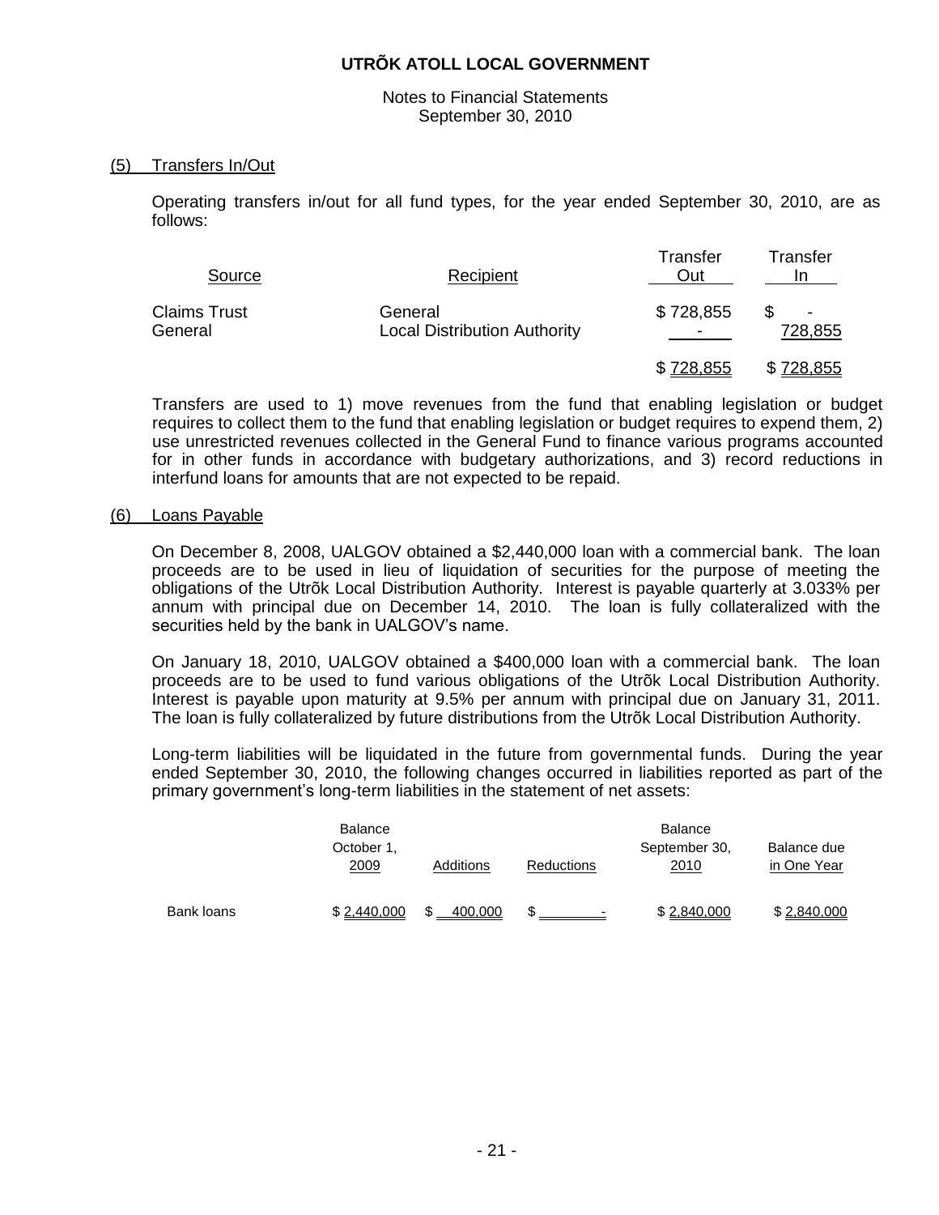# UTRÕK ATOLL LOCAL GOVERNMENT

Notes to Financial Statements
September 30, 2010

## (5) Transfers In/Out

Operating transfers in/out for all fund types, for the year ended September 30, 2010, are as follows:

| Source | Recipient | Transfer Out | Transfer In |
|---|---|---|---|
| Claims Trust | General | $ 728,855 | $ - |
| General | Local Distribution Authority | - | 728,855 |
| | | $ 728,855 | $ 728,855 |

Transfers are used to 1) move revenues from the fund that enabling legislation or budget requires to collect them to the fund that enabling legislation or budget requires to expend them, 2) use unrestricted revenues collected in the General Fund to finance various programs accounted for in other funds in accordance with budgetary authorizations, and 3) record reductions in interfund loans for amounts that are not expected to be repaid.

## (6) Loans Payable

On December 8, 2008, UALGOV obtained a $2,440,000 loan with a commercial bank. The loan proceeds are to be used in lieu of liquidation of securities for the purpose of meeting the obligations of the Utrõk Local Distribution Authority. Interest is payable quarterly at 3.033% per annum with principal due on December 14, 2010. The loan is fully collateralized with the securities held by the bank in UALGOV's name.

On January 18, 2010, UALGOV obtained a $400,000 loan with a commercial bank. The loan proceeds are to be used to fund various obligations of the Utrõk Local Distribution Authority. Interest is payable upon maturity at 9.5% per annum with principal due on January 31, 2011. The loan is fully collateralized by future distributions from the Utrõk Local Distribution Authority.

Long-term liabilities will be liquidated in the future from governmental funds. During the year ended September 30, 2010, the following changes occurred in liabilities reported as part of the primary government's long-term liabilities in the statement of net assets:

| | Balance October 1, 2009 | Additions | Reductions | Balance September 30, 2010 | Balance due in One Year |
|---|---|---|---|---|---|
| Bank loans | $ 2,440,000 | $ 400,000 | $ - | $ 2,840,000 | $ 2,840,000 |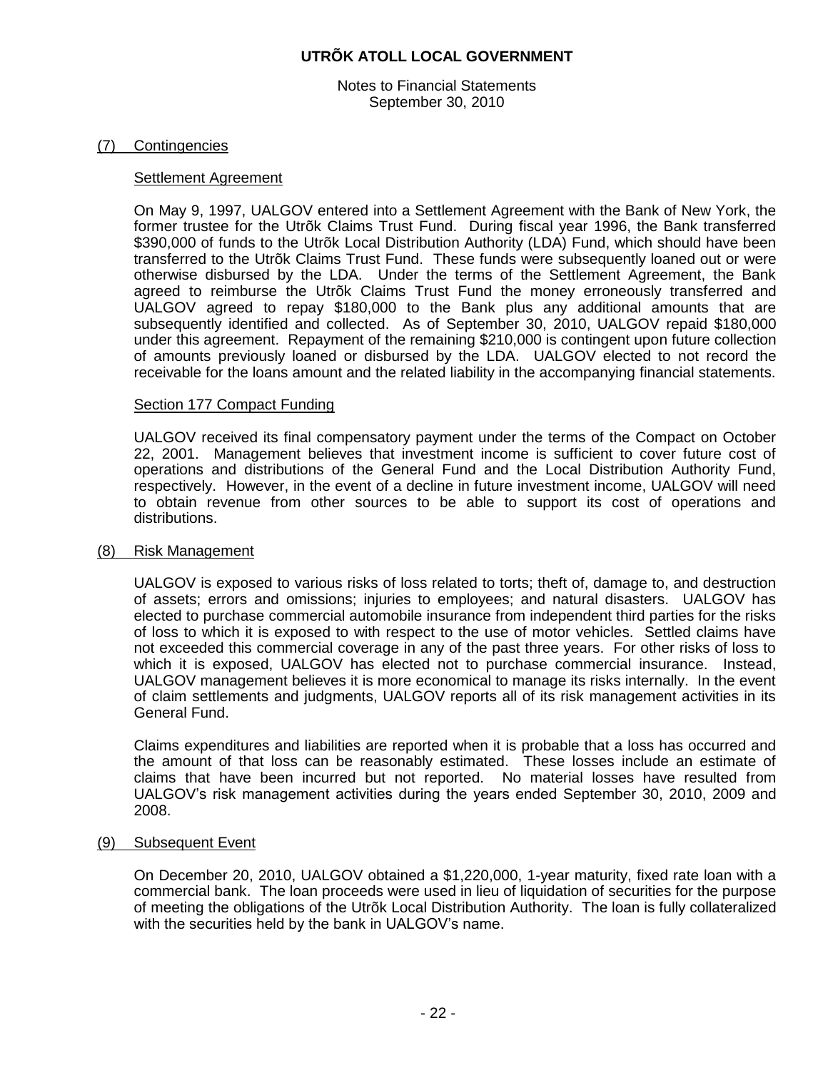## (7) Contingencies

### Settlement Agreement

On May 9, 1997, UALGOV entered into a Settlement Agreement with the Bank of New York, the former trustee for the Utrõk Claims Trust Fund. During fiscal year 1996, the Bank transferred \$390,000 of funds to the Utrõk Local Distribution Authority (LDA) Fund, which should have been transferred to the Utrõk Claims Trust Fund. These funds were subsequently loaned out or were otherwise disbursed by the LDA. Under the terms of the Settlement Agreement, the Bank agreed to reimburse the Utrõk Claims Trust Fund the money erroneously transferred and UALGOV agreed to repay \$180,000 to the Bank plus any additional amounts that are subsequently identified and collected. As of September 30, 2010, UALGOV repaid \$180,000 under this agreement. Repayment of the remaining \$210,000 is contingent upon future collection of amounts previously loaned or disbursed by the LDA. UALGOV elected to not record the receivable for the loans amount and the related liability in the accompanying financial statements.

### Section 177 Compact Funding

UALGOV received its final compensatory payment under the terms of the Compact on October 22, 2001. Management believes that investment income is sufficient to cover future cost of operations and distributions of the General Fund and the Local Distribution Authority Fund, respectively. However, in the event of a decline in future investment income, UALGOV will need to obtain revenue from other sources to be able to support its cost of operations and distributions.

## (8) Risk Management

UALGOV is exposed to various risks of loss related to torts; theft of, damage to, and destruction of assets; errors and omissions; injuries to employees; and natural disasters. UALGOV has elected to purchase commercial automobile insurance from independent third parties for the risks of loss to which it is exposed to with respect to the use of motor vehicles. Settled claims have not exceeded this commercial coverage in any of the past three years. For other risks of loss to which it is exposed, UALGOV has elected not to purchase commercial insurance. Instead, UALGOV management believes it is more economical to manage its risks internally. In the event of claim settlements and judgments, UALGOV reports all of its risk management activities in its General Fund.

Claims expenditures and liabilities are reported when it is probable that a loss has occurred and the amount of that loss can be reasonably estimated. These losses include an estimate of claims that have been incurred but not reported. No material losses have resulted from UALGOV's risk management activities during the years ended September 30, 2010, 2009 and 2008.

## (9) Subsequent Event

On December 20, 2010, UALGOV obtained a \$1,220,000, 1-year maturity, fixed rate loan with a commercial bank. The loan proceeds were used in lieu of liquidation of securities for the purpose of meeting the obligations of the Utrõk Local Distribution Authority. The loan is fully collateralized with the securities held by the bank in UALGOV's name.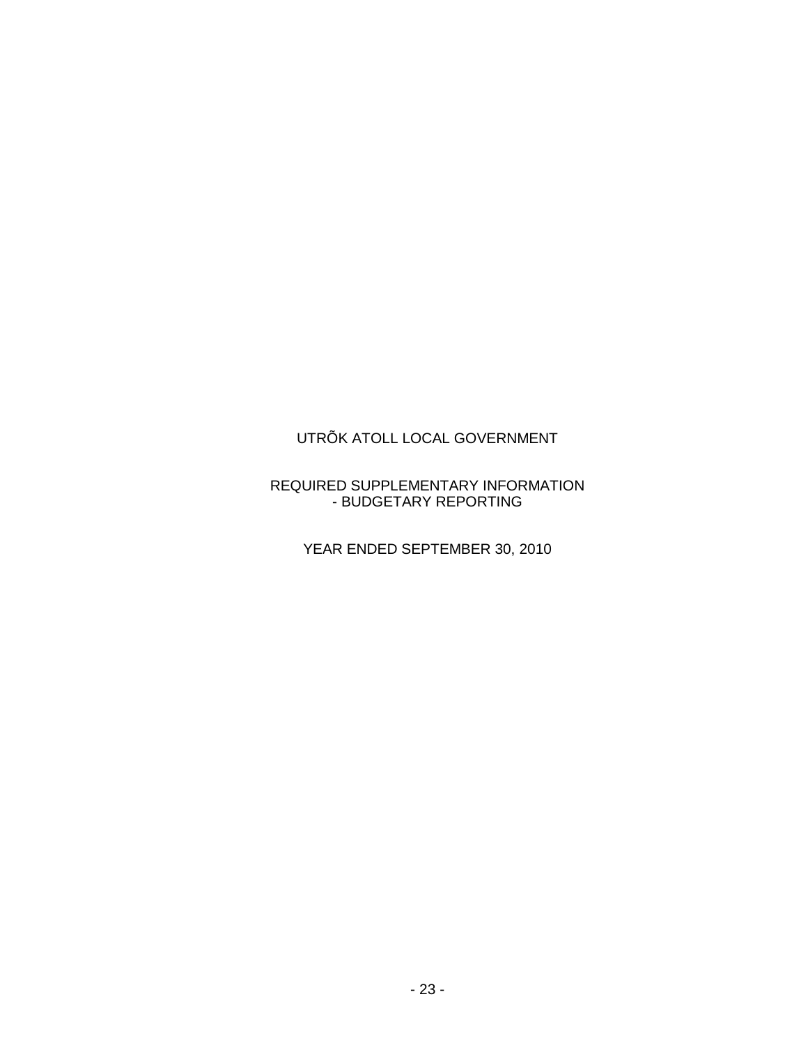UTRÕK ATOLL LOCAL GOVERNMENT

REQUIRED SUPPLEMENTARY INFORMATION
- BUDGETARY REPORTING

YEAR ENDED SEPTEMBER 30, 2010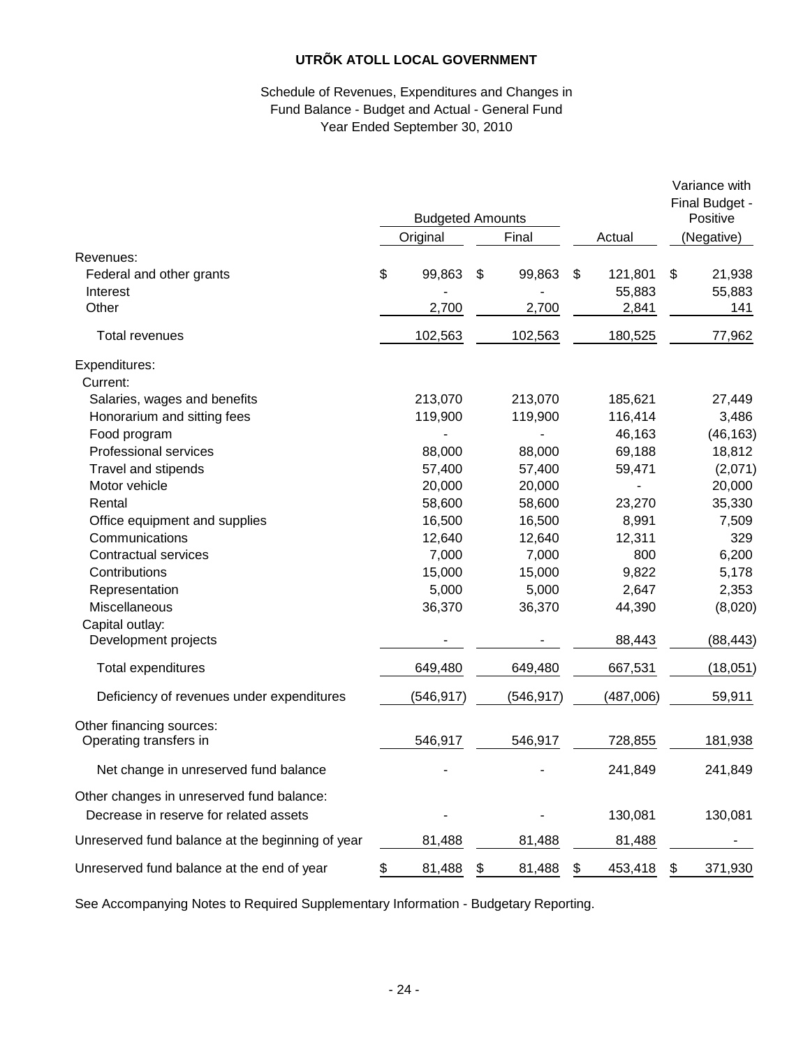# UTRÕK ATOLL LOCAL GOVERNMENT

Schedule of Revenues, Expenditures and Changes in Fund Balance - Budget and Actual - General Fund
Year Ended September 30, 2010

| | Budgeted Amounts | | | Variance with Final Budget - Positive |
|---|---|---|---|---|
| | Original | Final | Actual | (Negative) |
| Revenues: | | | | |
| Federal and other grants | $ 99,863 | $ 99,863 | $ 121,801 | $ 21,938 |
| Interest | - | - | 55,883 | 55,883 |
| Other | 2,700 | 2,700 | 2,841 | 141 |
| Total revenues | 102,563 | 102,563 | 180,525 | 77,962 |
| Expenditures: | | | | |
| Current: | | | | |
| Salaries, wages and benefits | 213,070 | 213,070 | 185,621 | 27,449 |
| Honorarium and sitting fees | 119,900 | 119,900 | 116,414 | 3,486 |
| Food program | - | - | 46,163 | (46,163) |
| Professional services | 88,000 | 88,000 | 69,188 | 18,812 |
| Travel and stipends | 57,400 | 57,400 | 59,471 | (2,071) |
| Motor vehicle | 20,000 | 20,000 | - | 20,000 |
| Rental | 58,600 | 58,600 | 23,270 | 35,330 |
| Office equipment and supplies | 16,500 | 16,500 | 8,991 | 7,509 |
| Communications | 12,640 | 12,640 | 12,311 | 329 |
| Contractual services | 7,000 | 7,000 | 800 | 6,200 |
| Contributions | 15,000 | 15,000 | 9,822 | 5,178 |
| Representation | 5,000 | 5,000 | 2,647 | 2,353 |
| Miscellaneous | 36,370 | 36,370 | 44,390 | (8,020) |
| Capital outlay: | | | | |
| Development projects | - | - | 88,443 | (88,443) |
| Total expenditures | 649,480 | 649,480 | 667,531 | (18,051) |
| Deficiency of revenues under expenditures | (546,917) | (546,917) | (487,006) | 59,911 |
| Other financing sources: | | | | |
| Operating transfers in | 546,917 | 546,917 | 728,855 | 181,938 |
| Net change in unreserved fund balance | - | - | 241,849 | 241,849 |
| Other changes in unreserved fund balance: | | | | |
| Decrease in reserve for related assets | - | - | 130,081 | 130,081 |
| Unreserved fund balance at the beginning of year | 81,488 | 81,488 | 81,488 | - |
| Unreserved fund balance at the end of year | $ 81,488 | $ 81,488 | $ 453,418 | $ 371,930 |

See Accompanying Notes to Required Supplementary Information - Budgetary Reporting.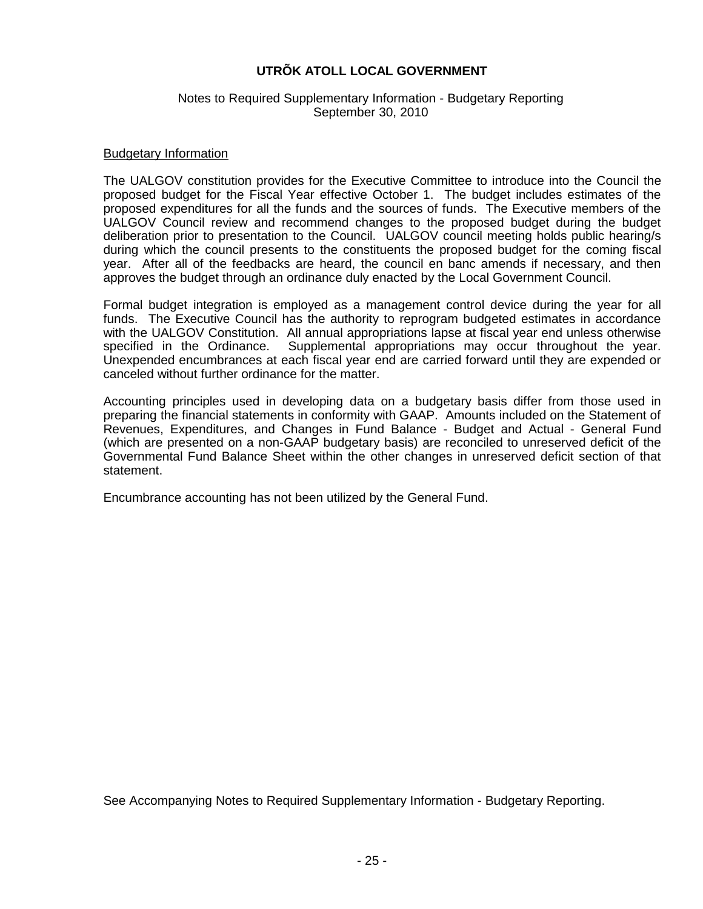# UTRÕK ATOLL LOCAL GOVERNMENT

Notes to Required Supplementary Information - Budgetary Reporting
September 30, 2010

## Budgetary Information

The UALGOV constitution provides for the Executive Committee to introduce into the Council the proposed budget for the Fiscal Year effective October 1. The budget includes estimates of the proposed expenditures for all the funds and the sources of funds. The Executive members of the UALGOV Council review and recommend changes to the proposed budget during the budget deliberation prior to presentation to the Council. UALGOV council meeting holds public hearing/s during which the council presents to the constituents the proposed budget for the coming fiscal year. After all of the feedbacks are heard, the council en banc amends if necessary, and then approves the budget through an ordinance duly enacted by the Local Government Council.

Formal budget integration is employed as a management control device during the year for all funds. The Executive Council has the authority to reprogram budgeted estimates in accordance with the UALGOV Constitution. All annual appropriations lapse at fiscal year end unless otherwise specified in the Ordinance. Supplemental appropriations may occur throughout the year. Unexpended encumbrances at each fiscal year end are carried forward until they are expended or canceled without further ordinance for the matter.

Accounting principles used in developing data on a budgetary basis differ from those used in preparing the financial statements in conformity with GAAP. Amounts included on the Statement of Revenues, Expenditures, and Changes in Fund Balance - Budget and Actual - General Fund (which are presented on a non-GAAP budgetary basis) are reconciled to unreserved deficit of the Governmental Fund Balance Sheet within the other changes in unreserved deficit section of that statement.

Encumbrance accounting has not been utilized by the General Fund.

See Accompanying Notes to Required Supplementary Information - Budgetary Reporting.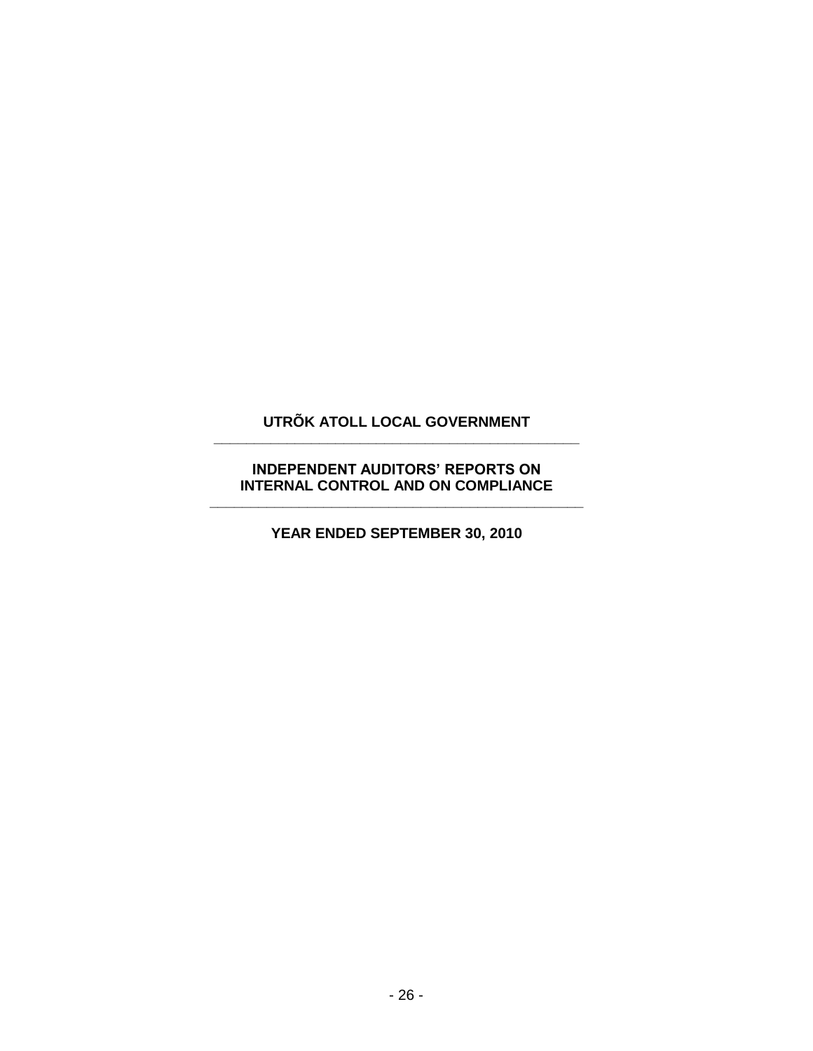# UTRÕK ATOLL LOCAL GOVERNMENT

---

## INDEPENDENT AUDITORS' REPORTS ON INTERNAL CONTROL AND ON COMPLIANCE

---

### YEAR ENDED SEPTEMBER 30, 2010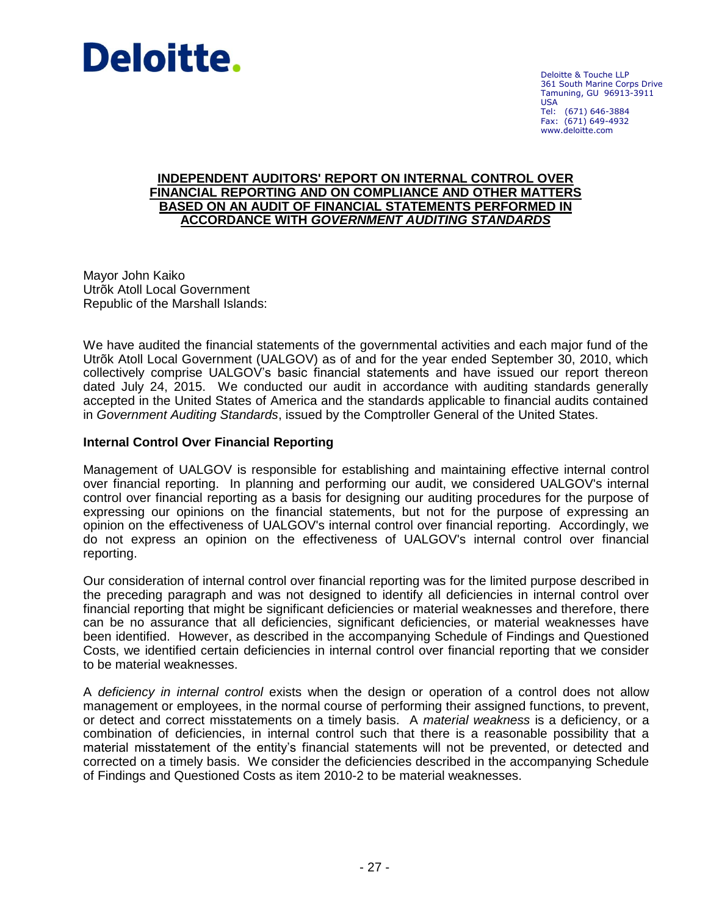**Deloitte.**

Deloitte & Touche LLP
361 South Marine Corps Drive
Tamuning, GU 96913-3911
USA
Tel: (671) 646-3884
Fax: (671) 649-4932
www.deloitte.com

## INDEPENDENT AUDITORS' REPORT ON INTERNAL CONTROL OVER FINANCIAL REPORTING AND ON COMPLIANCE AND OTHER MATTERS BASED ON AN AUDIT OF FINANCIAL STATEMENTS PERFORMED IN ACCORDANCE WITH *GOVERNMENT AUDITING STANDARDS*

Mayor John Kaiko
Utrõk Atoll Local Government
Republic of the Marshall Islands:

We have audited the financial statements of the governmental activities and each major fund of the Utrõk Atoll Local Government (UALGOV) as of and for the year ended September 30, 2010, which collectively comprise UALGOV's basic financial statements and have issued our report thereon dated July 24, 2015. We conducted our audit in accordance with auditing standards generally accepted in the United States of America and the standards applicable to financial audits contained in *Government Auditing Standards*, issued by the Comptroller General of the United States.

### Internal Control Over Financial Reporting

Management of UALGOV is responsible for establishing and maintaining effective internal control over financial reporting. In planning and performing our audit, we considered UALGOV's internal control over financial reporting as a basis for designing our auditing procedures for the purpose of expressing our opinions on the financial statements, but not for the purpose of expressing an opinion on the effectiveness of UALGOV's internal control over financial reporting. Accordingly, we do not express an opinion on the effectiveness of UALGOV's internal control over financial reporting.

Our consideration of internal control over financial reporting was for the limited purpose described in the preceding paragraph and was not designed to identify all deficiencies in internal control over financial reporting that might be significant deficiencies or material weaknesses and therefore, there can be no assurance that all deficiencies, significant deficiencies, or material weaknesses have been identified. However, as described in the accompanying Schedule of Findings and Questioned Costs, we identified certain deficiencies in internal control over financial reporting that we consider to be material weaknesses.

A *deficiency in internal control* exists when the design or operation of a control does not allow management or employees, in the normal course of performing their assigned functions, to prevent, or detect and correct misstatements on a timely basis. A *material weakness* is a deficiency, or a combination of deficiencies, in internal control such that there is a reasonable possibility that a material misstatement of the entity's financial statements will not be prevented, or detected and corrected on a timely basis. We consider the deficiencies described in the accompanying Schedule of Findings and Questioned Costs as item 2010-2 to be material weaknesses.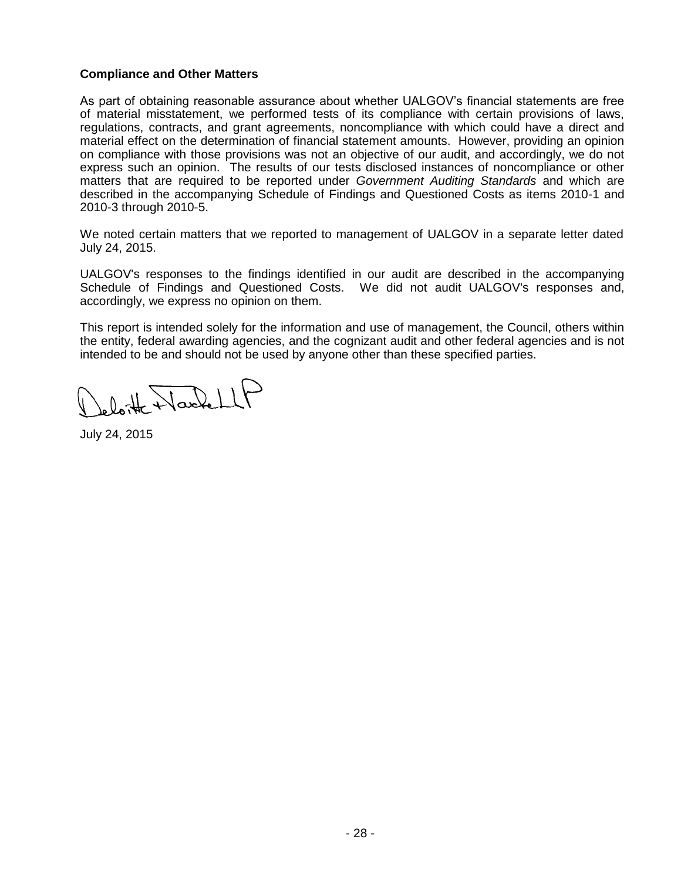**Compliance and Other Matters**

As part of obtaining reasonable assurance about whether UALGOV's financial statements are free of material misstatement, we performed tests of its compliance with certain provisions of laws, regulations, contracts, and grant agreements, noncompliance with which could have a direct and material effect on the determination of financial statement amounts. However, providing an opinion on compliance with those provisions was not an objective of our audit, and accordingly, we do not express such an opinion. The results of our tests disclosed instances of noncompliance or other matters that are required to be reported under *Government Auditing Standards* and which are described in the accompanying Schedule of Findings and Questioned Costs as items 2010-1 and 2010-3 through 2010-5.

We noted certain matters that we reported to management of UALGOV in a separate letter dated July 24, 2015.

UALGOV's responses to the findings identified in our audit are described in the accompanying Schedule of Findings and Questioned Costs. We did not audit UALGOV's responses and, accordingly, we express no opinion on them.

This report is intended solely for the information and use of management, the Council, others within the entity, federal awarding agencies, and the cognizant audit and other federal agencies and is not intended to be and should not be used by anyone other than these specified parties.

Deloitte & Touche LLP

July 24, 2015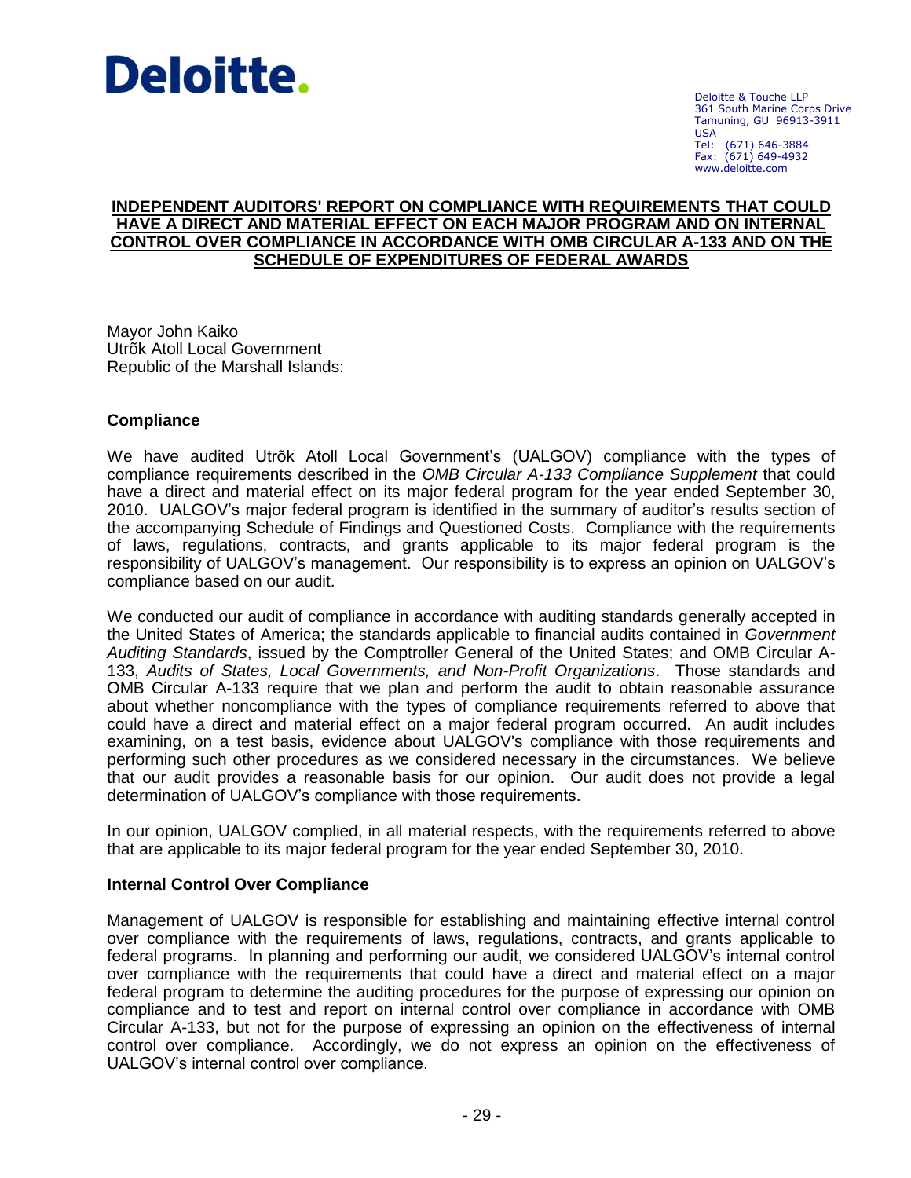Deloitte.

Deloitte & Touche LLP
361 South Marine Corps Drive
Tamuning, GU 96913-3911
USA
Tel: (671) 646-3884
Fax: (671) 649-4932
www.deloitte.com

**INDEPENDENT AUDITORS' REPORT ON COMPLIANCE WITH REQUIREMENTS THAT COULD HAVE A DIRECT AND MATERIAL EFFECT ON EACH MAJOR PROGRAM AND ON INTERNAL CONTROL OVER COMPLIANCE IN ACCORDANCE WITH OMB CIRCULAR A-133 AND ON THE SCHEDULE OF EXPENDITURES OF FEDERAL AWARDS**

Mayor John Kaiko
Utrõk Atoll Local Government
Republic of the Marshall Islands:

## Compliance

We have audited Utrõk Atoll Local Government's (UALGOV) compliance with the types of compliance requirements described in the *OMB Circular A-133 Compliance Supplement* that could have a direct and material effect on its major federal program for the year ended September 30, 2010. UALGOV's major federal program is identified in the summary of auditor's results section of the accompanying Schedule of Findings and Questioned Costs. Compliance with the requirements of laws, regulations, contracts, and grants applicable to its major federal program is the responsibility of UALGOV's management. Our responsibility is to express an opinion on UALGOV's compliance based on our audit.

We conducted our audit of compliance in accordance with auditing standards generally accepted in the United States of America; the standards applicable to financial audits contained in *Government Auditing Standards*, issued by the Comptroller General of the United States; and OMB Circular A-133, *Audits of States, Local Governments, and Non-Profit Organizations*. Those standards and OMB Circular A-133 require that we plan and perform the audit to obtain reasonable assurance about whether noncompliance with the types of compliance requirements referred to above that could have a direct and material effect on a major federal program occurred. An audit includes examining, on a test basis, evidence about UALGOV's compliance with those requirements and performing such other procedures as we considered necessary in the circumstances. We believe that our audit provides a reasonable basis for our opinion. Our audit does not provide a legal determination of UALGOV's compliance with those requirements.

In our opinion, UALGOV complied, in all material respects, with the requirements referred to above that are applicable to its major federal program for the year ended September 30, 2010.

## Internal Control Over Compliance

Management of UALGOV is responsible for establishing and maintaining effective internal control over compliance with the requirements of laws, regulations, contracts, and grants applicable to federal programs. In planning and performing our audit, we considered UALGOV's internal control over compliance with the requirements that could have a direct and material effect on a major federal program to determine the auditing procedures for the purpose of expressing our opinion on compliance and to test and report on internal control over compliance in accordance with OMB Circular A-133, but not for the purpose of expressing an opinion on the effectiveness of internal control over compliance. Accordingly, we do not express an opinion on the effectiveness of UALGOV's internal control over compliance.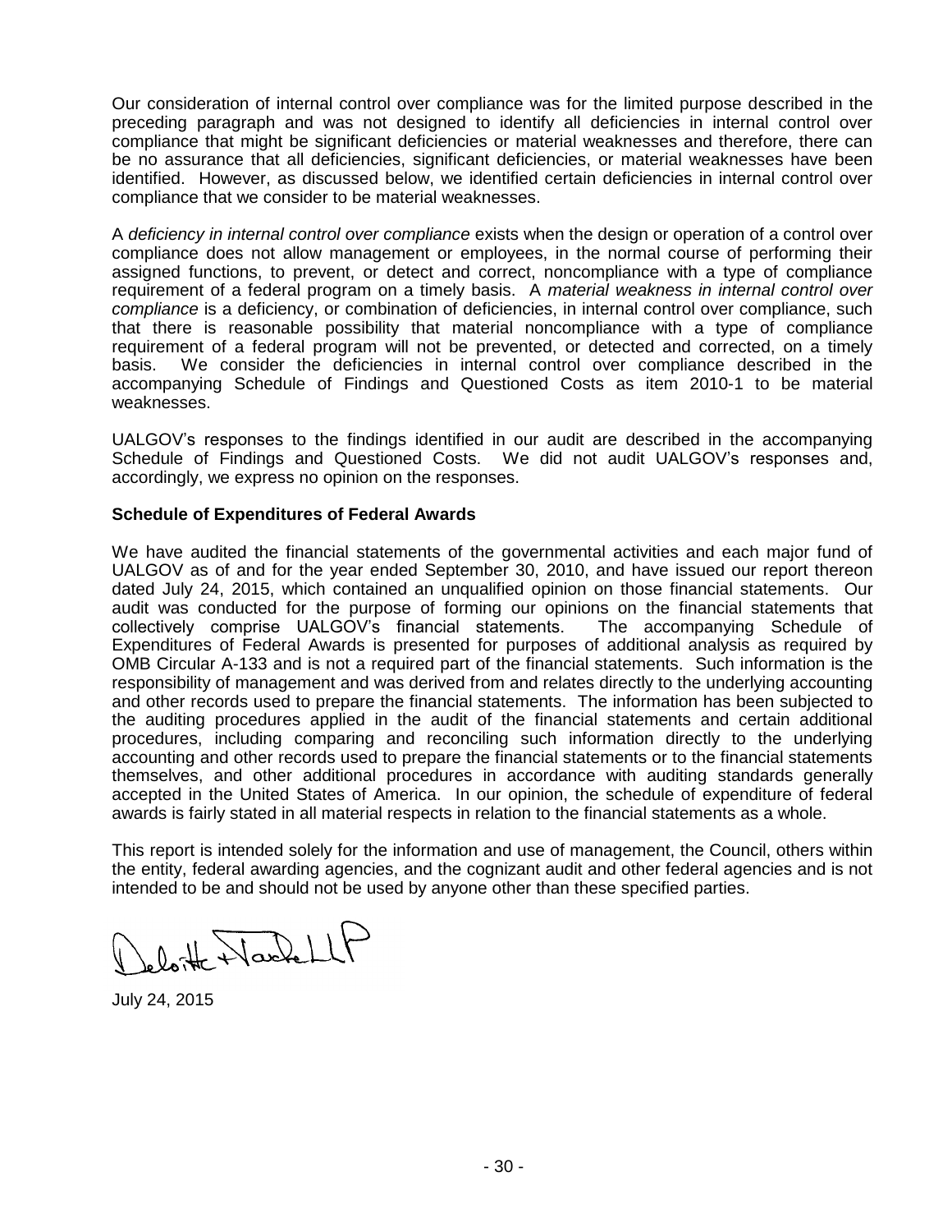Our consideration of internal control over compliance was for the limited purpose described in the preceding paragraph and was not designed to identify all deficiencies in internal control over compliance that might be significant deficiencies or material weaknesses and therefore, there can be no assurance that all deficiencies, significant deficiencies, or material weaknesses have been identified. However, as discussed below, we identified certain deficiencies in internal control over compliance that we consider to be material weaknesses.

A *deficiency in internal control over compliance* exists when the design or operation of a control over compliance does not allow management or employees, in the normal course of performing their assigned functions, to prevent, or detect and correct, noncompliance with a type of compliance requirement of a federal program on a timely basis. A *material weakness in internal control over compliance* is a deficiency, or combination of deficiencies, in internal control over compliance, such that there is reasonable possibility that material noncompliance with a type of compliance requirement of a federal program will not be prevented, or detected and corrected, on a timely basis. We consider the deficiencies in internal control over compliance described in the accompanying Schedule of Findings and Questioned Costs as item 2010-1 to be material weaknesses.

UALGOV's responses to the findings identified in our audit are described in the accompanying Schedule of Findings and Questioned Costs. We did not audit UALGOV's responses and, accordingly, we express no opinion on the responses.

**Schedule of Expenditures of Federal Awards**

We have audited the financial statements of the governmental activities and each major fund of UALGOV as of and for the year ended September 30, 2010, and have issued our report thereon dated July 24, 2015, which contained an unqualified opinion on those financial statements. Our audit was conducted for the purpose of forming our opinions on the financial statements that collectively comprise UALGOV's financial statements. The accompanying Schedule of Expenditures of Federal Awards is presented for purposes of additional analysis as required by OMB Circular A-133 and is not a required part of the financial statements. Such information is the responsibility of management and was derived from and relates directly to the underlying accounting and other records used to prepare the financial statements. The information has been subjected to the auditing procedures applied in the audit of the financial statements and certain additional procedures, including comparing and reconciling such information directly to the underlying accounting and other records used to prepare the financial statements or to the financial statements themselves, and other additional procedures in accordance with auditing standards generally accepted in the United States of America. In our opinion, the schedule of expenditure of federal awards is fairly stated in all material respects in relation to the financial statements as a whole.

This report is intended solely for the information and use of management, the Council, others within the entity, federal awarding agencies, and the cognizant audit and other federal agencies and is not intended to be and should not be used by anyone other than these specified parties.

Deloitte & Touche LLP

July 24, 2015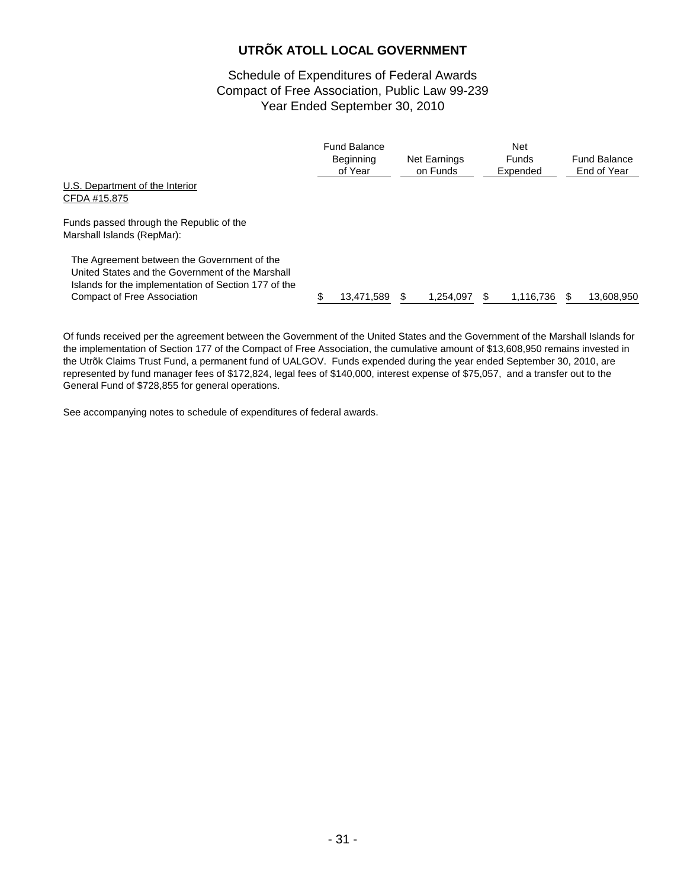# UTRÕK ATOLL LOCAL GOVERNMENT

Schedule of Expenditures of Federal Awards
Compact of Free Association, Public Law 99-239
Year Ended September 30, 2010

| | Fund Balance Beginning of Year | Net Earnings on Funds | Net Funds Expended | Fund Balance End of Year |
|---|---|---|---|---|
| U.S. Department of the Interior CFDA #15.875 | | | | |
| Funds passed through the Republic of the Marshall Islands (RepMar): | | | | |
| The Agreement between the Government of the United States and the Government of the Marshall Islands for the implementation of Section 177 of the Compact of Free Association | $ 13,471,589 | $ 1,254,097 | $ 1,116,736 | $ 13,608,950 |

Of funds received per the agreement between the Government of the United States and the Government of the Marshall Islands for the implementation of Section 177 of the Compact of Free Association, the cumulative amount of $13,608,950 remains invested in the Utrõk Claims Trust Fund, a permanent fund of UALGOV. Funds expended during the year ended September 30, 2010, are represented by fund manager fees of $172,824, legal fees of $140,000, interest expense of $75,057, and a transfer out to the General Fund of $728,855 for general operations.

See accompanying notes to schedule of expenditures of federal awards.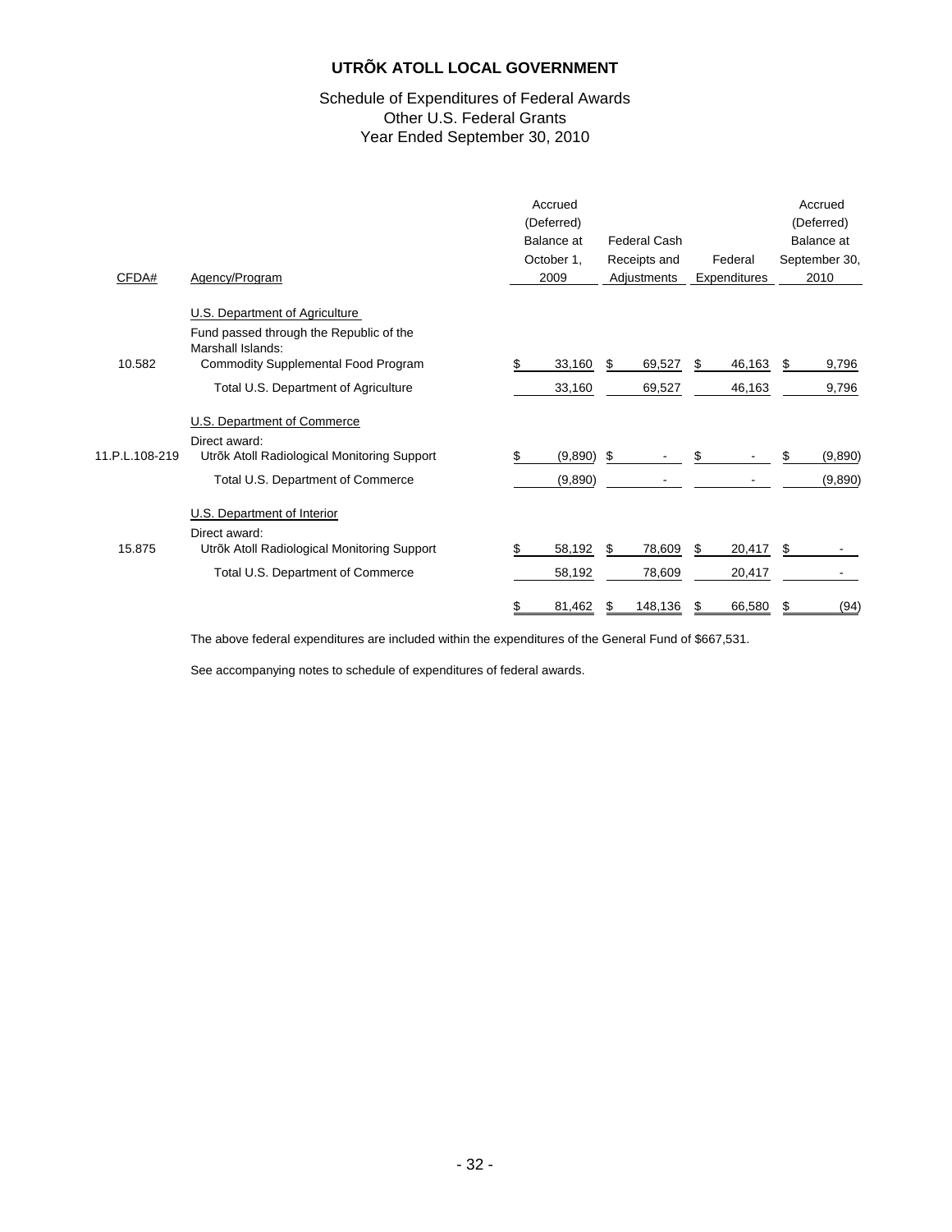# UTRÕK ATOLL LOCAL GOVERNMENT

Schedule of Expenditures of Federal Awards
Other U.S. Federal Grants
Year Ended September 30, 2010

| CFDA# | Agency/Program | Accrued (Deferred) Balance at October 1, 2009 | Federal Cash Receipts and Adjustments | Federal Expenditures | Accrued (Deferred) Balance at September 30, 2010 |
|---|---|---|---|---|---|
| | U.S. Department of Agriculture | | | | |
| | Fund passed through the Republic of the Marshall Islands: | | | | |
| 10.582 | Commodity Supplemental Food Program | $ 33,160 | $ 69,527 | $ 46,163 | $ 9,796 |
| | Total U.S. Department of Agriculture | 33,160 | 69,527 | 46,163 | 9,796 |
| | U.S. Department of Commerce | | | | |
| | Direct award: | | | | |
| 11.P.L.108-219 | Utrõk Atoll Radiological Monitoring Support | $ (9,890) | $ - | $ - | $ (9,890) |
| | Total U.S. Department of Commerce | (9,890) | - | - | (9,890) |
| | U.S. Department of Interior | | | | |
| | Direct award: | | | | |
| 15.875 | Utrõk Atoll Radiological Monitoring Support | $ 58,192 | $ 78,609 | $ 20,417 | $ - |
| | Total U.S. Department of Commerce | 58,192 | 78,609 | 20,417 | - |
| | | $ 81,462 | $ 148,136 | $ 66,580 | $ (94) |

The above federal expenditures are included within the expenditures of the General Fund of $667,531.

See accompanying notes to schedule of expenditures of federal awards.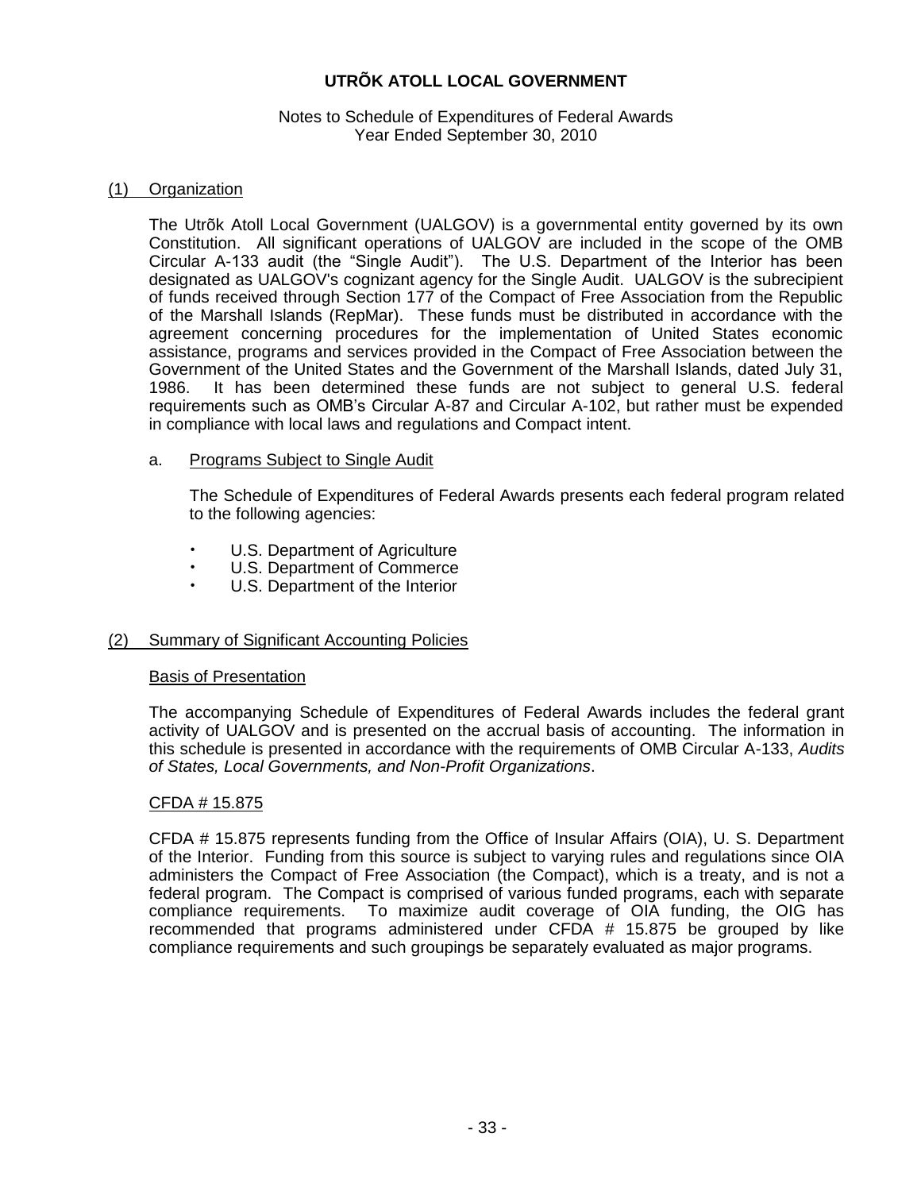# UTRÕK ATOLL LOCAL GOVERNMENT

Notes to Schedule of Expenditures of Federal Awards
Year Ended September 30, 2010

## (1) Organization

The Utrõk Atoll Local Government (UALGOV) is a governmental entity governed by its own Constitution. All significant operations of UALGOV are included in the scope of the OMB Circular A-133 audit (the "Single Audit"). The U.S. Department of the Interior has been designated as UALGOV's cognizant agency for the Single Audit. UALGOV is the subrecipient of funds received through Section 177 of the Compact of Free Association from the Republic of the Marshall Islands (RepMar). These funds must be distributed in accordance with the agreement concerning procedures for the implementation of United States economic assistance, programs and services provided in the Compact of Free Association between the Government of the United States and the Government of the Marshall Islands, dated July 31, 1986. It has been determined these funds are not subject to general U.S. federal requirements such as OMB's Circular A-87 and Circular A-102, but rather must be expended in compliance with local laws and regulations and Compact intent.

### a. Programs Subject to Single Audit

The Schedule of Expenditures of Federal Awards presents each federal program related to the following agencies:

- U.S. Department of Agriculture
- U.S. Department of Commerce
- U.S. Department of the Interior

## (2) Summary of Significant Accounting Policies

### Basis of Presentation

The accompanying Schedule of Expenditures of Federal Awards includes the federal grant activity of UALGOV and is presented on the accrual basis of accounting. The information in this schedule is presented in accordance with the requirements of OMB Circular A-133, *Audits of States, Local Governments, and Non-Profit Organizations*.

### CFDA # 15.875

CFDA # 15.875 represents funding from the Office of Insular Affairs (OIA), U. S. Department of the Interior. Funding from this source is subject to varying rules and regulations since OIA administers the Compact of Free Association (the Compact), which is a treaty, and is not a federal program. The Compact is comprised of various funded programs, each with separate compliance requirements. To maximize audit coverage of OIA funding, the OIG has recommended that programs administered under CFDA # 15.875 be grouped by like compliance requirements and such groupings be separately evaluated as major programs.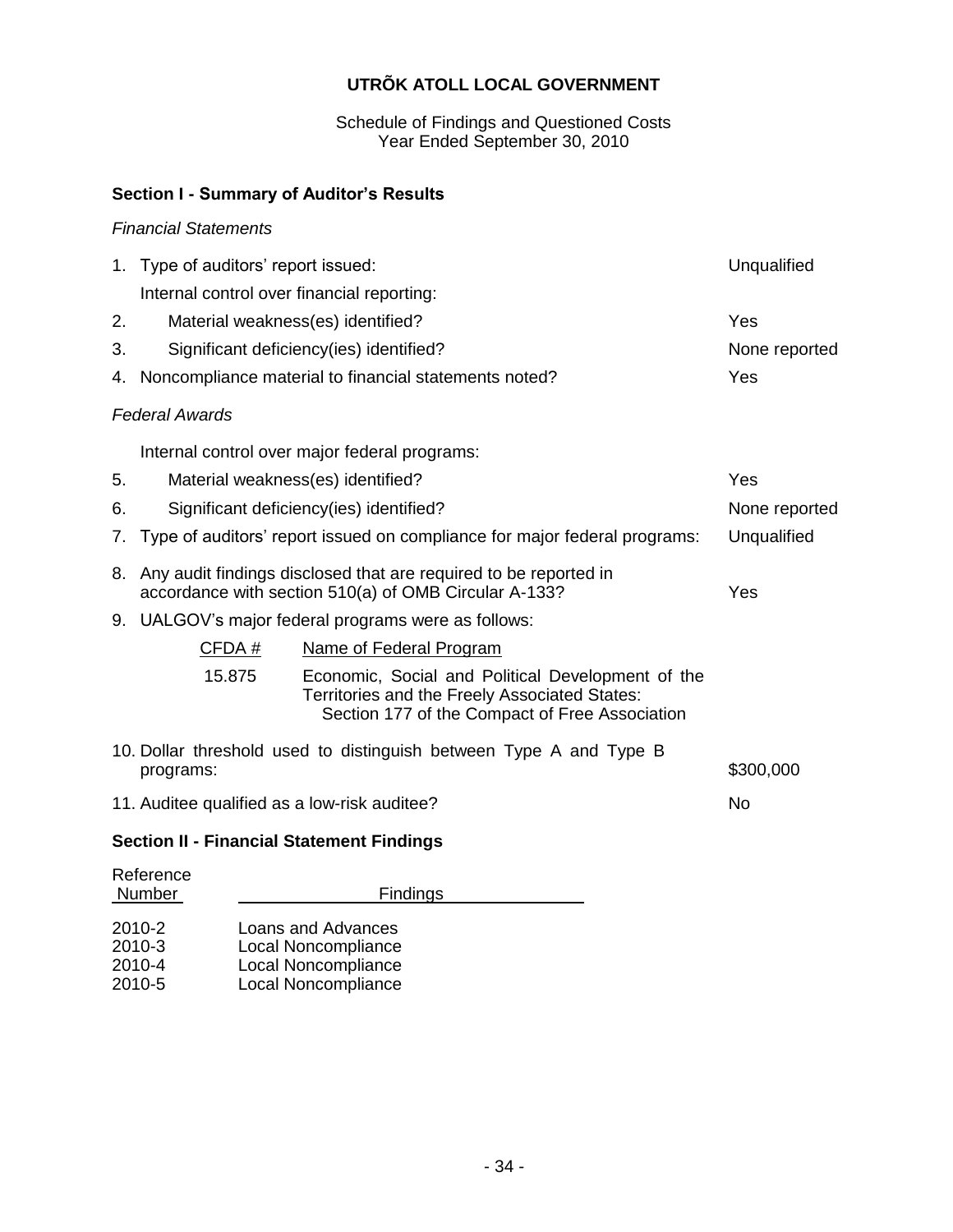# UTRÕK ATOLL LOCAL GOVERNMENT

Schedule of Findings and Questioned Costs
Year Ended September 30, 2010

## Section I - Summary of Auditor's Results

*Financial Statements*

| | | |
|---|---|---|
| 1. | Type of auditors' report issued: | Unqualified |
| | Internal control over financial reporting: | |
| 2. | Material weakness(es) identified? | Yes |
| 3. | Significant deficiency(ies) identified? | None reported |
| 4. | Noncompliance material to financial statements noted? | Yes |

*Federal Awards*

| | | |
|---|---|---|
| | Internal control over major federal programs: | |
| 5. | Material weakness(es) identified? | Yes |
| 6. | Significant deficiency(ies) identified? | None reported |
| 7. | Type of auditors' report issued on compliance for major federal programs: | Unqualified |
| 8. | Any audit findings disclosed that are required to be reported in accordance with section 510(a) of OMB Circular A-133? | Yes |
| 9. | UALGOV's major federal programs were as follows: | |

| CFDA # | Name of Federal Program |
|---|---|
| 15.875 | Economic, Social and Political Development of the Territories and the Freely Associated States: Section 177 of the Compact of Free Association |

| | | |
|---|---|---|
| 10. | Dollar threshold used to distinguish between Type A and Type B programs: | \$300,000 |
| 11. | Auditee qualified as a low-risk auditee? | No |

## Section II - Financial Statement Findings

| Reference Number | Findings |
|---|---|
| 2010-2 | Loans and Advances |
| 2010-3 | Local Noncompliance |
| 2010-4 | Local Noncompliance |
| 2010-5 | Local Noncompliance |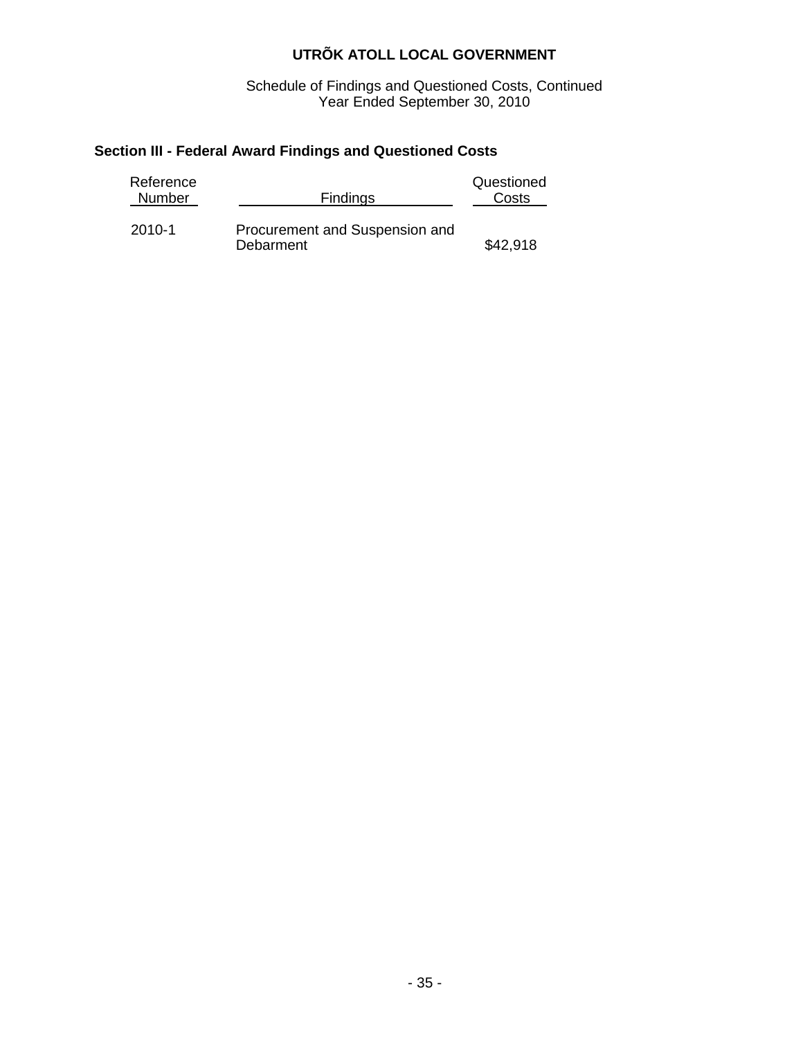# UTRÕK ATOLL LOCAL GOVERNMENT

Schedule of Findings and Questioned Costs, Continued
Year Ended September 30, 2010

## Section III - Federal Award Findings and Questioned Costs

| Reference Number | Findings | Questioned Costs |
|---|---|---|
| 2010-1 | Procurement and Suspension and Debarment | $42,918 |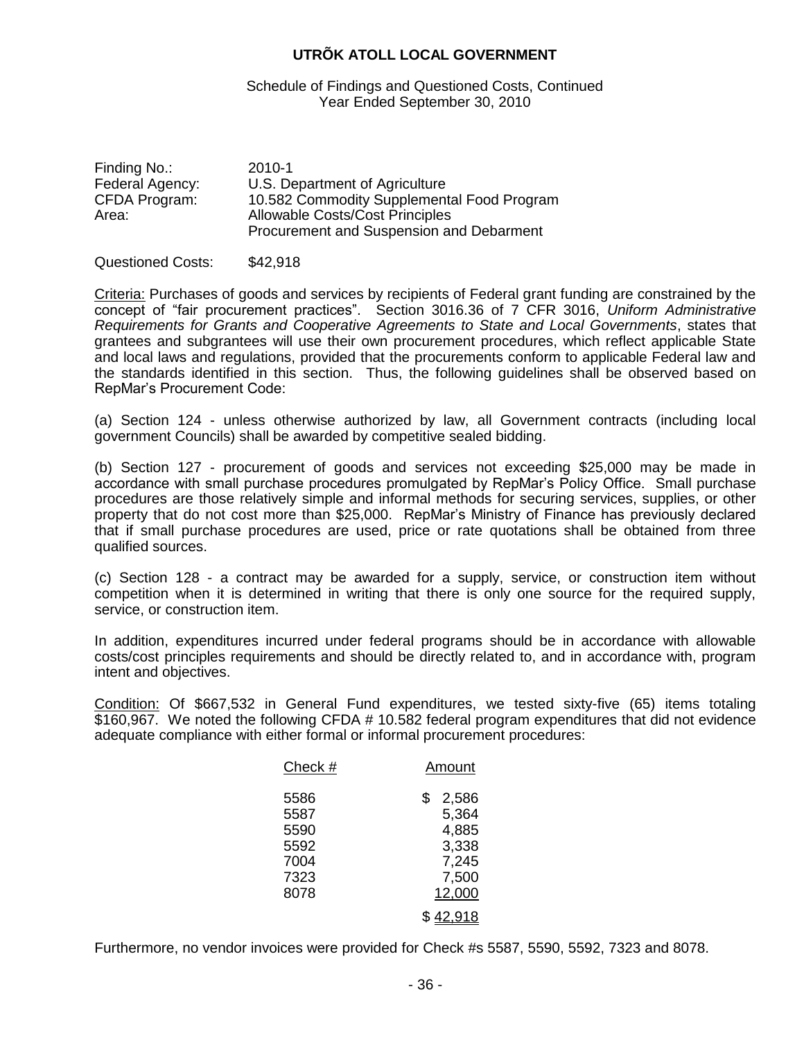# UTRÕK ATOLL LOCAL GOVERNMENT

Schedule of Findings and Questioned Costs, Continued
Year Ended September 30, 2010

| | |
|---|---|
| Finding No.: | 2010-1 |
| Federal Agency: | U.S. Department of Agriculture |
| CFDA Program: | 10.582 Commodity Supplemental Food Program |
| Area: | Allowable Costs/Cost Principles<br>Procurement and Suspension and Debarment |

Questioned Costs: $42,918

Criteria: Purchases of goods and services by recipients of Federal grant funding are constrained by the concept of "fair procurement practices". Section 3016.36 of 7 CFR 3016, *Uniform Administrative Requirements for Grants and Cooperative Agreements to State and Local Governments*, states that grantees and subgrantees will use their own procurement procedures, which reflect applicable State and local laws and regulations, provided that the procurements conform to applicable Federal law and the standards identified in this section. Thus, the following guidelines shall be observed based on RepMar's Procurement Code:

(a) Section 124 - unless otherwise authorized by law, all Government contracts (including local government Councils) shall be awarded by competitive sealed bidding.

(b) Section 127 - procurement of goods and services not exceeding $25,000 may be made in accordance with small purchase procedures promulgated by RepMar's Policy Office. Small purchase procedures are those relatively simple and informal methods for securing services, supplies, or other property that do not cost more than $25,000. RepMar's Ministry of Finance has previously declared that if small purchase procedures are used, price or rate quotations shall be obtained from three qualified sources.

(c) Section 128 - a contract may be awarded for a supply, service, or construction item without competition when it is determined in writing that there is only one source for the required supply, service, or construction item.

In addition, expenditures incurred under federal programs should be in accordance with allowable costs/cost principles requirements and should be directly related to, and in accordance with, program intent and objectives.

Condition: Of $667,532 in General Fund expenditures, we tested sixty-five (65) items totaling $160,967. We noted the following CFDA # 10.582 federal program expenditures that did not evidence adequate compliance with either formal or informal procurement procedures:

| Check # | Amount |
|---|---|
| 5586 | $ 2,586 |
| 5587 | 5,364 |
| 5590 | 4,885 |
| 5592 | 3,338 |
| 7004 | 7,245 |
| 7323 | 7,500 |
| 8078 | 12,000 |
| | $ 42,918 |

Furthermore, no vendor invoices were provided for Check #s 5587, 5590, 5592, 7323 and 8078.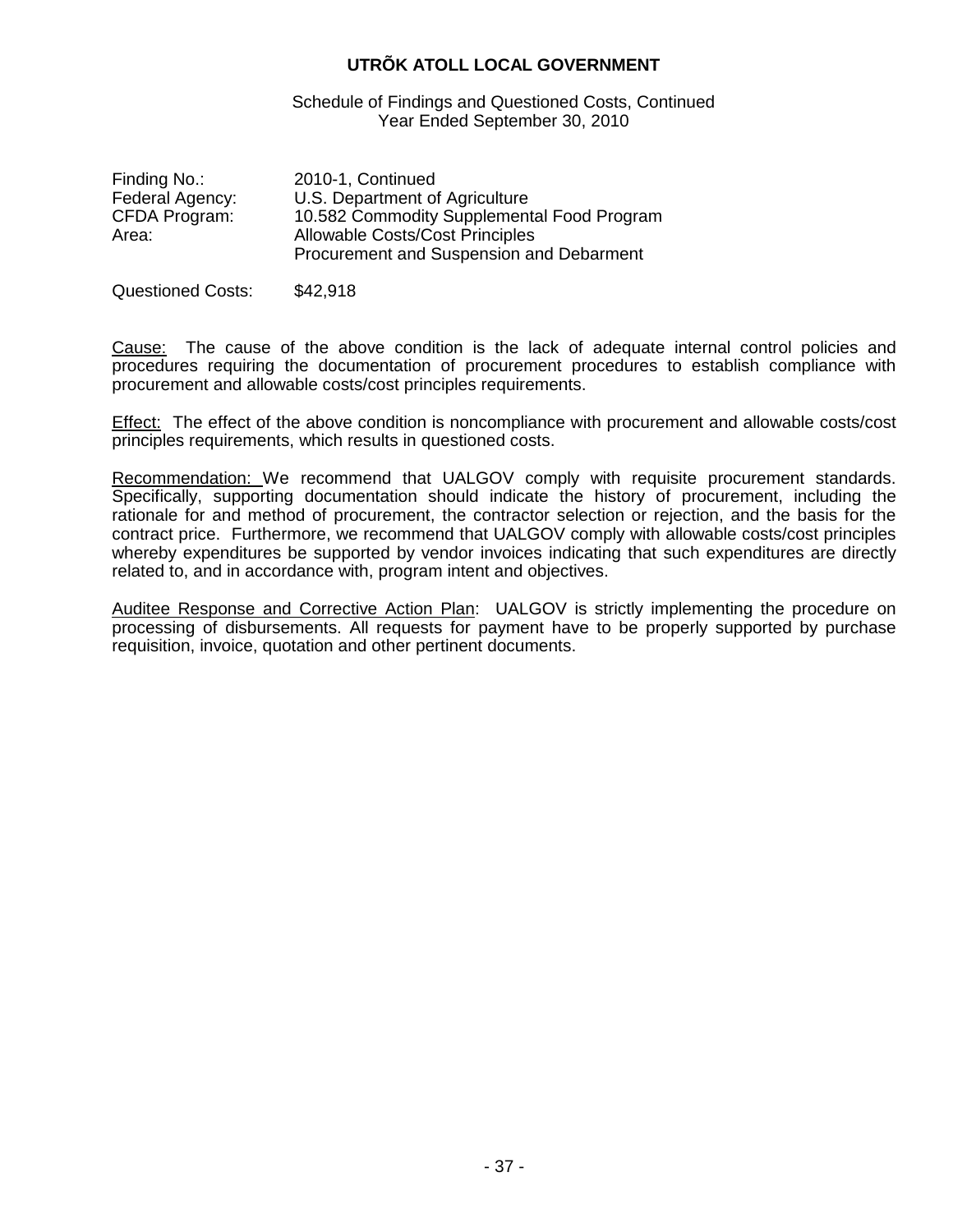# UTRÕK ATOLL LOCAL GOVERNMENT

Schedule of Findings and Questioned Costs, Continued
Year Ended September 30, 2010

Finding No.: 2010-1, Continued
Federal Agency: U.S. Department of Agriculture
CFDA Program: 10.582 Commodity Supplemental Food Program
Area: Allowable Costs/Cost Principles
Procurement and Suspension and Debarment

Questioned Costs: $42,918

Cause: The cause of the above condition is the lack of adequate internal control policies and procedures requiring the documentation of procurement procedures to establish compliance with procurement and allowable costs/cost principles requirements.

Effect: The effect of the above condition is noncompliance with procurement and allowable costs/cost principles requirements, which results in questioned costs.

Recommendation: We recommend that UALGOV comply with requisite procurement standards. Specifically, supporting documentation should indicate the history of procurement, including the rationale for and method of procurement, the contractor selection or rejection, and the basis for the contract price. Furthermore, we recommend that UALGOV comply with allowable costs/cost principles whereby expenditures be supported by vendor invoices indicating that such expenditures are directly related to, and in accordance with, program intent and objectives.

Auditee Response and Corrective Action Plan: UALGOV is strictly implementing the procedure on processing of disbursements. All requests for payment have to be properly supported by purchase requisition, invoice, quotation and other pertinent documents.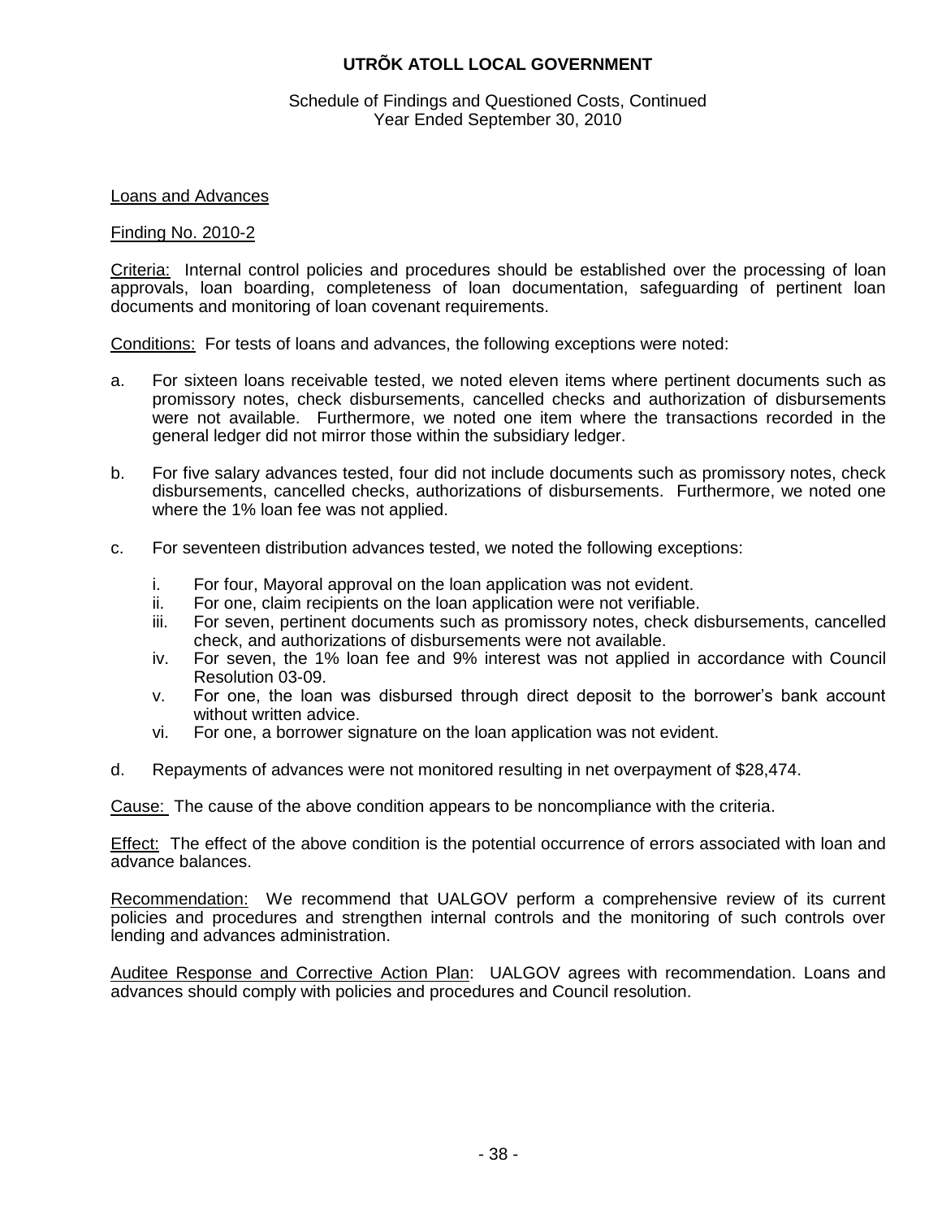# UTRÕK ATOLL LOCAL GOVERNMENT

Schedule of Findings and Questioned Costs, Continued
Year Ended September 30, 2010

Loans and Advances

Finding No. 2010-2

Criteria: Internal control policies and procedures should be established over the processing of loan approvals, loan boarding, completeness of loan documentation, safeguarding of pertinent loan documents and monitoring of loan covenant requirements.

Conditions: For tests of loans and advances, the following exceptions were noted:

a. For sixteen loans receivable tested, we noted eleven items where pertinent documents such as promissory notes, check disbursements, cancelled checks and authorization of disbursements were not available. Furthermore, we noted one item where the transactions recorded in the general ledger did not mirror those within the subsidiary ledger.

b. For five salary advances tested, four did not include documents such as promissory notes, check disbursements, cancelled checks, authorizations of disbursements. Furthermore, we noted one where the 1% loan fee was not applied.

c. For seventeen distribution advances tested, we noted the following exceptions:

   i. For four, Mayoral approval on the loan application was not evident.
   ii. For one, claim recipients on the loan application were not verifiable.
   iii. For seven, pertinent documents such as promissory notes, check disbursements, cancelled check, and authorizations of disbursements were not available.
   iv. For seven, the 1% loan fee and 9% interest was not applied in accordance with Council Resolution 03-09.
   v. For one, the loan was disbursed through direct deposit to the borrower's bank account without written advice.
   vi. For one, a borrower signature on the loan application was not evident.

d. Repayments of advances were not monitored resulting in net overpayment of $28,474.

Cause: The cause of the above condition appears to be noncompliance with the criteria.

Effect: The effect of the above condition is the potential occurrence of errors associated with loan and advance balances.

Recommendation: We recommend that UALGOV perform a comprehensive review of its current policies and procedures and strengthen internal controls and the monitoring of such controls over lending and advances administration.

Auditee Response and Corrective Action Plan: UALGOV agrees with recommendation. Loans and advances should comply with policies and procedures and Council resolution.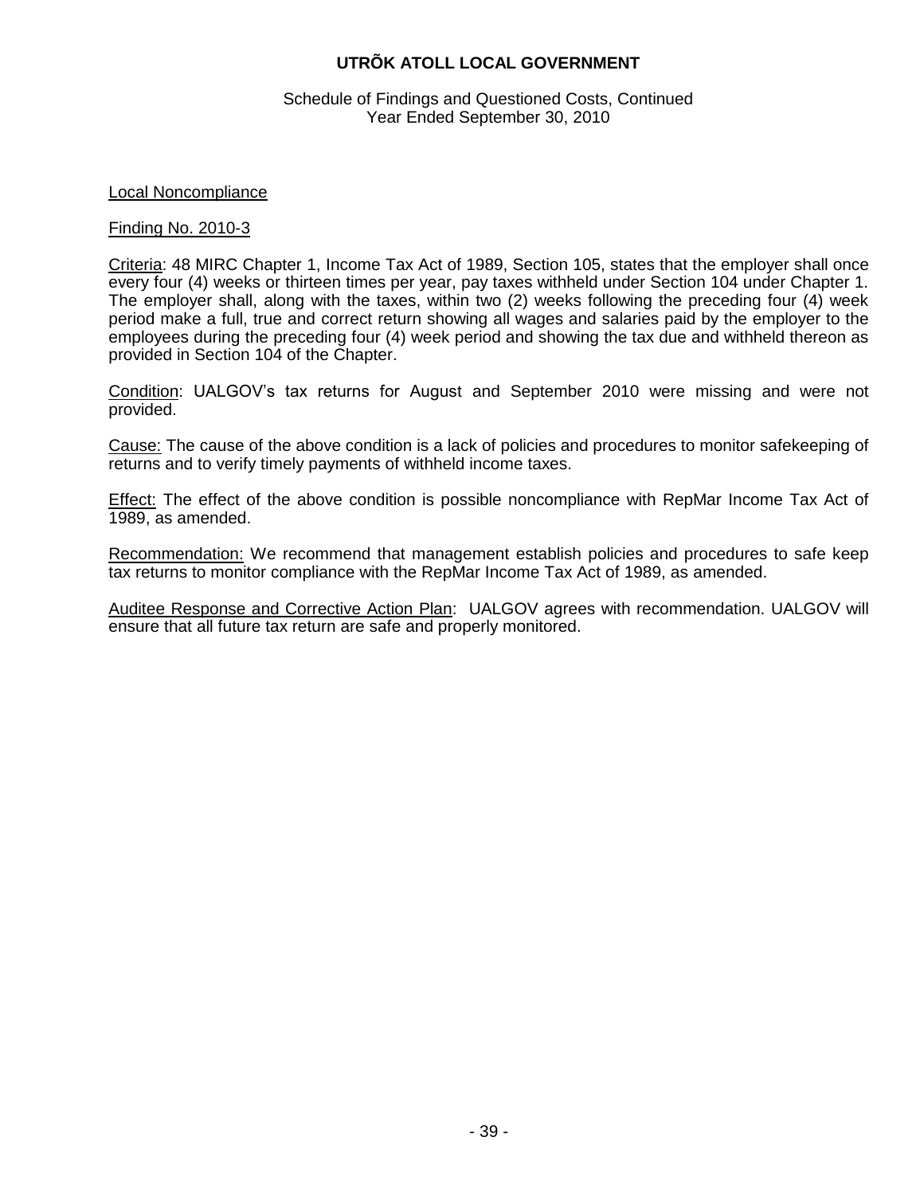# UTRÕK ATOLL LOCAL GOVERNMENT

Schedule of Findings and Questioned Costs, Continued
Year Ended September 30, 2010

## Local Noncompliance

### Finding No. 2010-3

Criteria: 48 MIRC Chapter 1, Income Tax Act of 1989, Section 105, states that the employer shall once every four (4) weeks or thirteen times per year, pay taxes withheld under Section 104 under Chapter 1. The employer shall, along with the taxes, within two (2) weeks following the preceding four (4) week period make a full, true and correct return showing all wages and salaries paid by the employer to the employees during the preceding four (4) week period and showing the tax due and withheld thereon as provided in Section 104 of the Chapter.

Condition: UALGOV's tax returns for August and September 2010 were missing and were not provided.

Cause: The cause of the above condition is a lack of policies and procedures to monitor safekeeping of returns and to verify timely payments of withheld income taxes.

Effect: The effect of the above condition is possible noncompliance with RepMar Income Tax Act of 1989, as amended.

Recommendation: We recommend that management establish policies and procedures to safe keep tax returns to monitor compliance with the RepMar Income Tax Act of 1989, as amended.

Auditee Response and Corrective Action Plan: UALGOV agrees with recommendation. UALGOV will ensure that all future tax return are safe and properly monitored.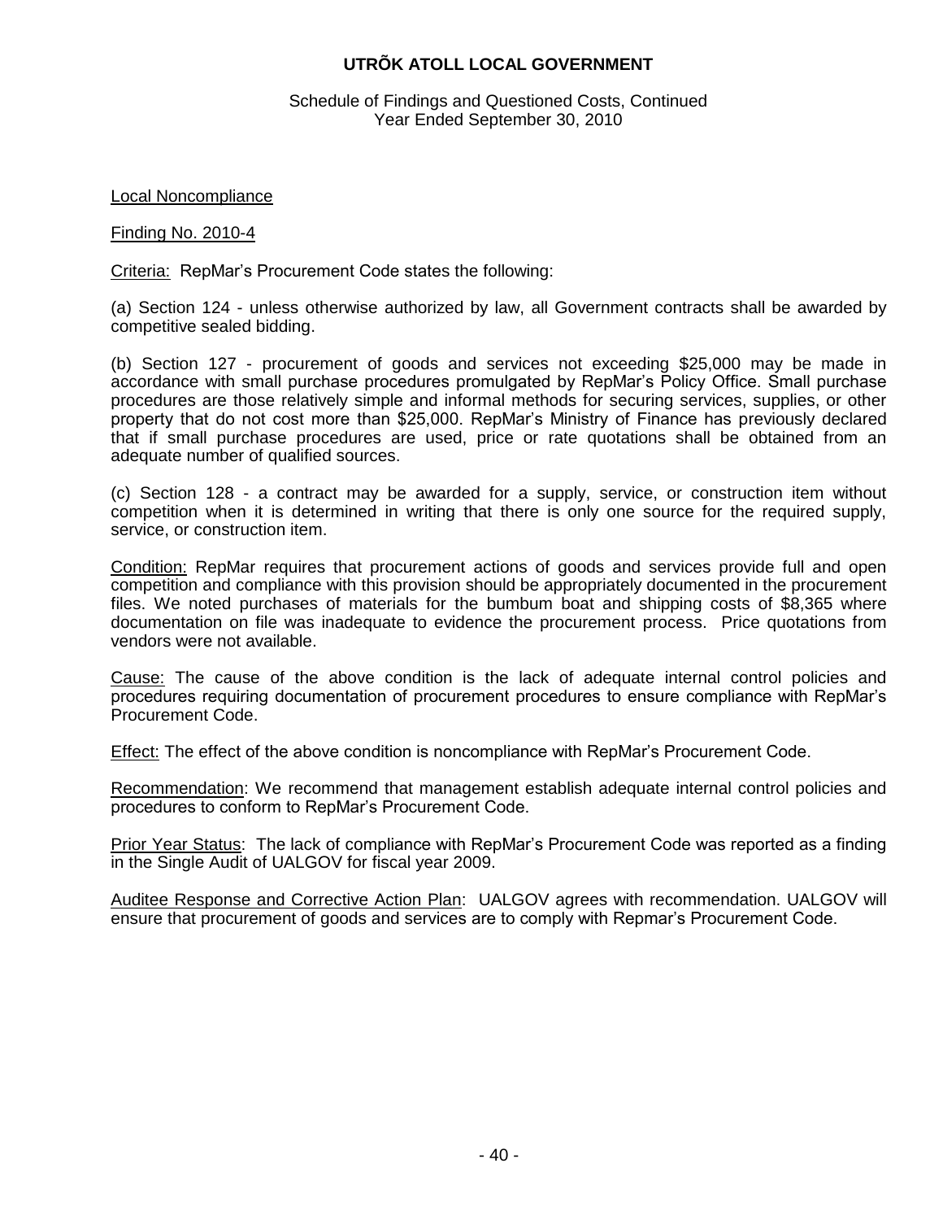# UTRÕK ATOLL LOCAL GOVERNMENT

Schedule of Findings and Questioned Costs, Continued
Year Ended September 30, 2010

Local Noncompliance

Finding No. 2010-4

Criteria: RepMar's Procurement Code states the following:

(a) Section 124 - unless otherwise authorized by law, all Government contracts shall be awarded by competitive sealed bidding.

(b) Section 127 - procurement of goods and services not exceeding $25,000 may be made in accordance with small purchase procedures promulgated by RepMar's Policy Office. Small purchase procedures are those relatively simple and informal methods for securing services, supplies, or other property that do not cost more than $25,000. RepMar's Ministry of Finance has previously declared that if small purchase procedures are used, price or rate quotations shall be obtained from an adequate number of qualified sources.

(c) Section 128 - a contract may be awarded for a supply, service, or construction item without competition when it is determined in writing that there is only one source for the required supply, service, or construction item.

Condition: RepMar requires that procurement actions of goods and services provide full and open competition and compliance with this provision should be appropriately documented in the procurement files. We noted purchases of materials for the bumbum boat and shipping costs of $8,365 where documentation on file was inadequate to evidence the procurement process. Price quotations from vendors were not available.

Cause: The cause of the above condition is the lack of adequate internal control policies and procedures requiring documentation of procurement procedures to ensure compliance with RepMar's Procurement Code.

Effect: The effect of the above condition is noncompliance with RepMar's Procurement Code.

Recommendation: We recommend that management establish adequate internal control policies and procedures to conform to RepMar's Procurement Code.

Prior Year Status: The lack of compliance with RepMar's Procurement Code was reported as a finding in the Single Audit of UALGOV for fiscal year 2009.

Auditee Response and Corrective Action Plan: UALGOV agrees with recommendation. UALGOV will ensure that procurement of goods and services are to comply with Repmar's Procurement Code.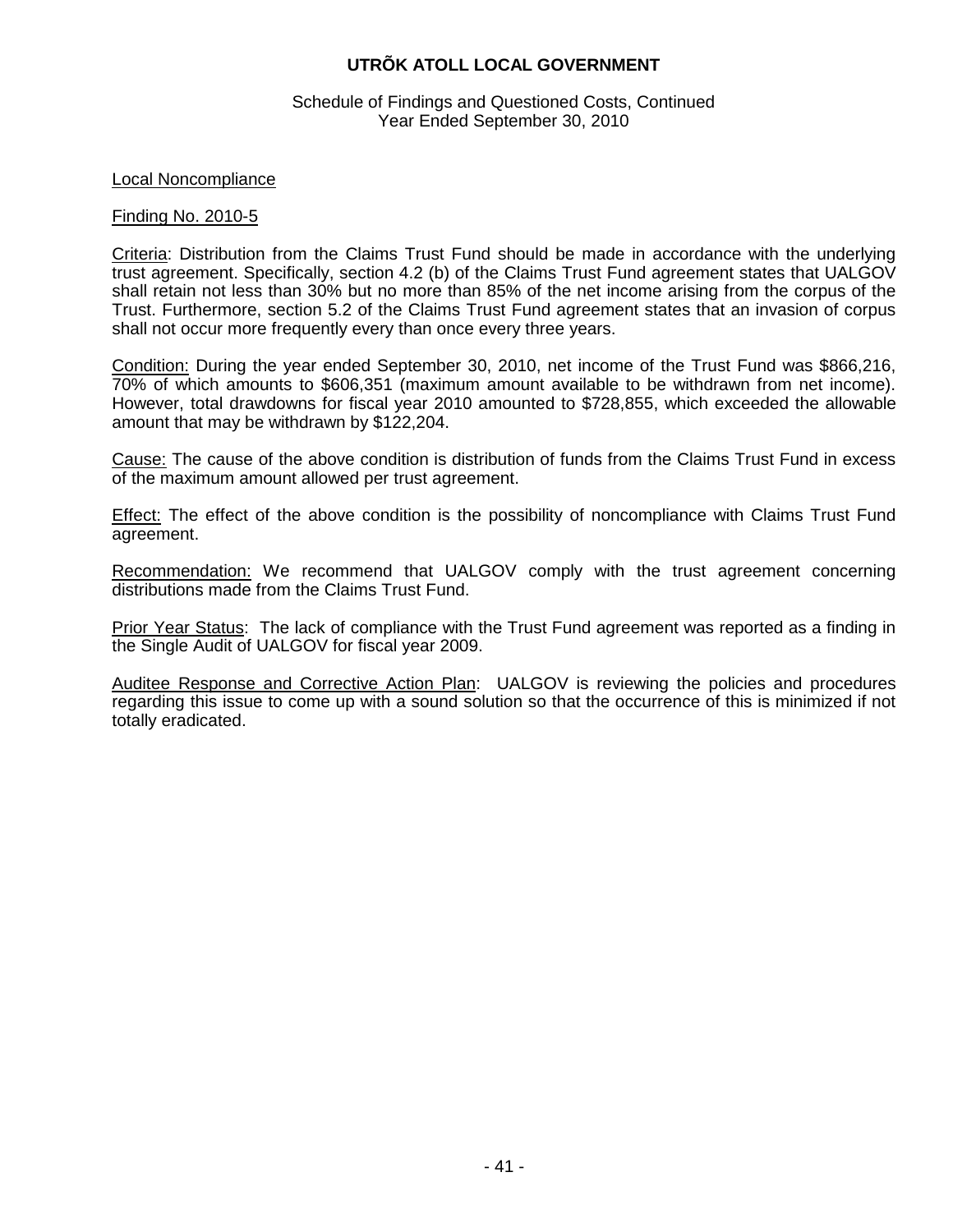# UTRÕK ATOLL LOCAL GOVERNMENT

Schedule of Findings and Questioned Costs, Continued
Year Ended September 30, 2010

## Local Noncompliance

### Finding No. 2010-5

Criteria: Distribution from the Claims Trust Fund should be made in accordance with the underlying trust agreement. Specifically, section 4.2 (b) of the Claims Trust Fund agreement states that UALGOV shall retain not less than 30% but no more than 85% of the net income arising from the corpus of the Trust. Furthermore, section 5.2 of the Claims Trust Fund agreement states that an invasion of corpus shall not occur more frequently every than once every three years.

Condition: During the year ended September 30, 2010, net income of the Trust Fund was $866,216, 70% of which amounts to $606,351 (maximum amount available to be withdrawn from net income). However, total drawdowns for fiscal year 2010 amounted to $728,855, which exceeded the allowable amount that may be withdrawn by $122,204.

Cause: The cause of the above condition is distribution of funds from the Claims Trust Fund in excess of the maximum amount allowed per trust agreement.

Effect: The effect of the above condition is the possibility of noncompliance with Claims Trust Fund agreement.

Recommendation: We recommend that UALGOV comply with the trust agreement concerning distributions made from the Claims Trust Fund.

Prior Year Status: The lack of compliance with the Trust Fund agreement was reported as a finding in the Single Audit of UALGOV for fiscal year 2009.

Auditee Response and Corrective Action Plan: UALGOV is reviewing the policies and procedures regarding this issue to come up with a sound solution so that the occurrence of this is minimized if not totally eradicated.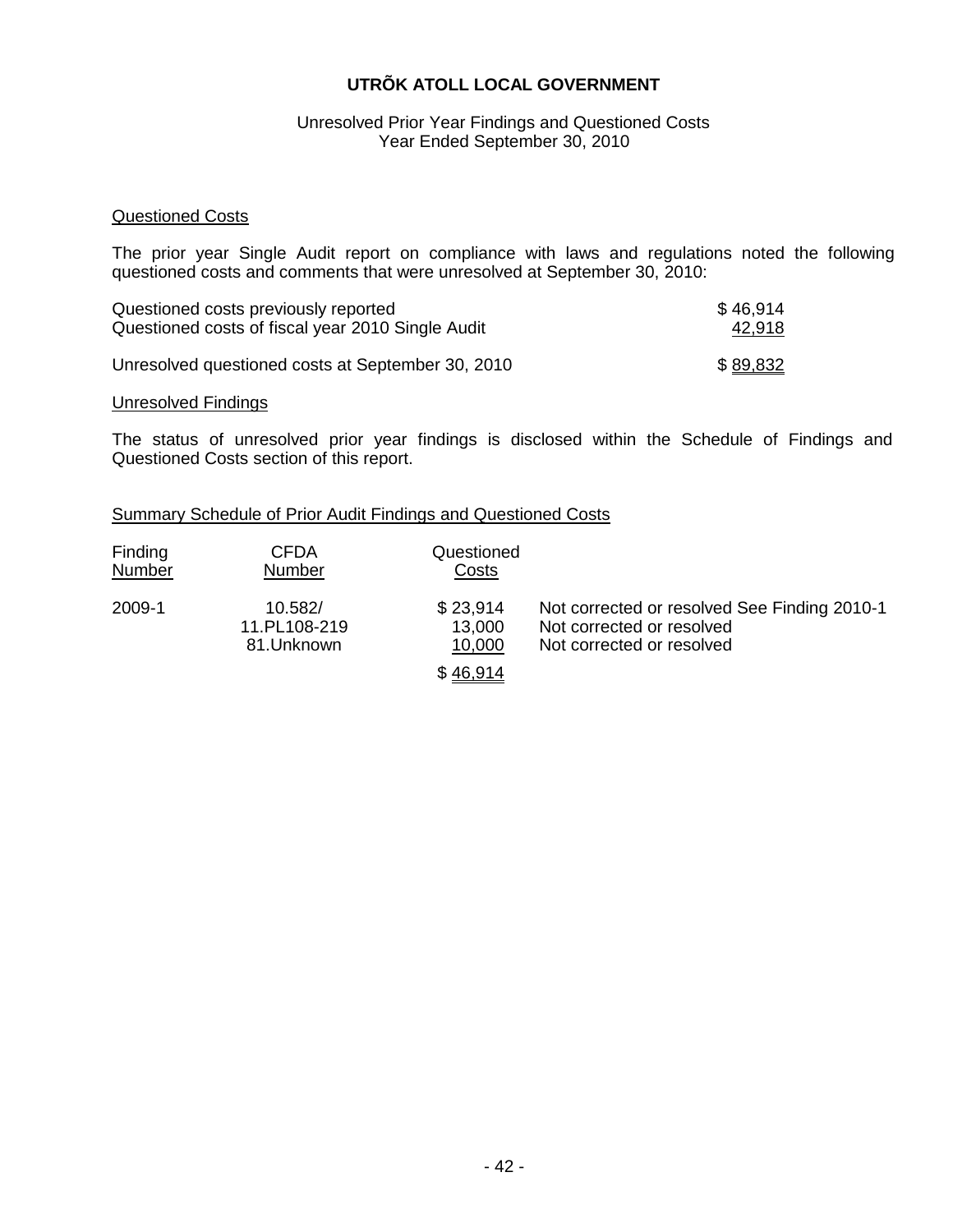# UTRÕK ATOLL LOCAL GOVERNMENT

Unresolved Prior Year Findings and Questioned Costs
Year Ended September 30, 2010

## Questioned Costs

The prior year Single Audit report on compliance with laws and regulations noted the following questioned costs and comments that were unresolved at September 30, 2010:

| | |
|---|---|
| Questioned costs previously reported | $ 46,914 |
| Questioned costs of fiscal year 2010 Single Audit | 42,918 |
| Unresolved questioned costs at September 30, 2010 | $ 89,832 |

## Unresolved Findings

The status of unresolved prior year findings is disclosed within the Schedule of Findings and Questioned Costs section of this report.

## Summary Schedule of Prior Audit Findings and Questioned Costs

| Finding Number | CFDA Number | Questioned Costs | |
|---|---|---|---|
| 2009-1 | 10.582/ | $ 23,914 | Not corrected or resolved See Finding 2010-1 |
| | 11.PL108-219 | 13,000 | Not corrected or resolved |
| | 81.Unknown | 10,000 | Not corrected or resolved |
| | | $ 46,914 | |